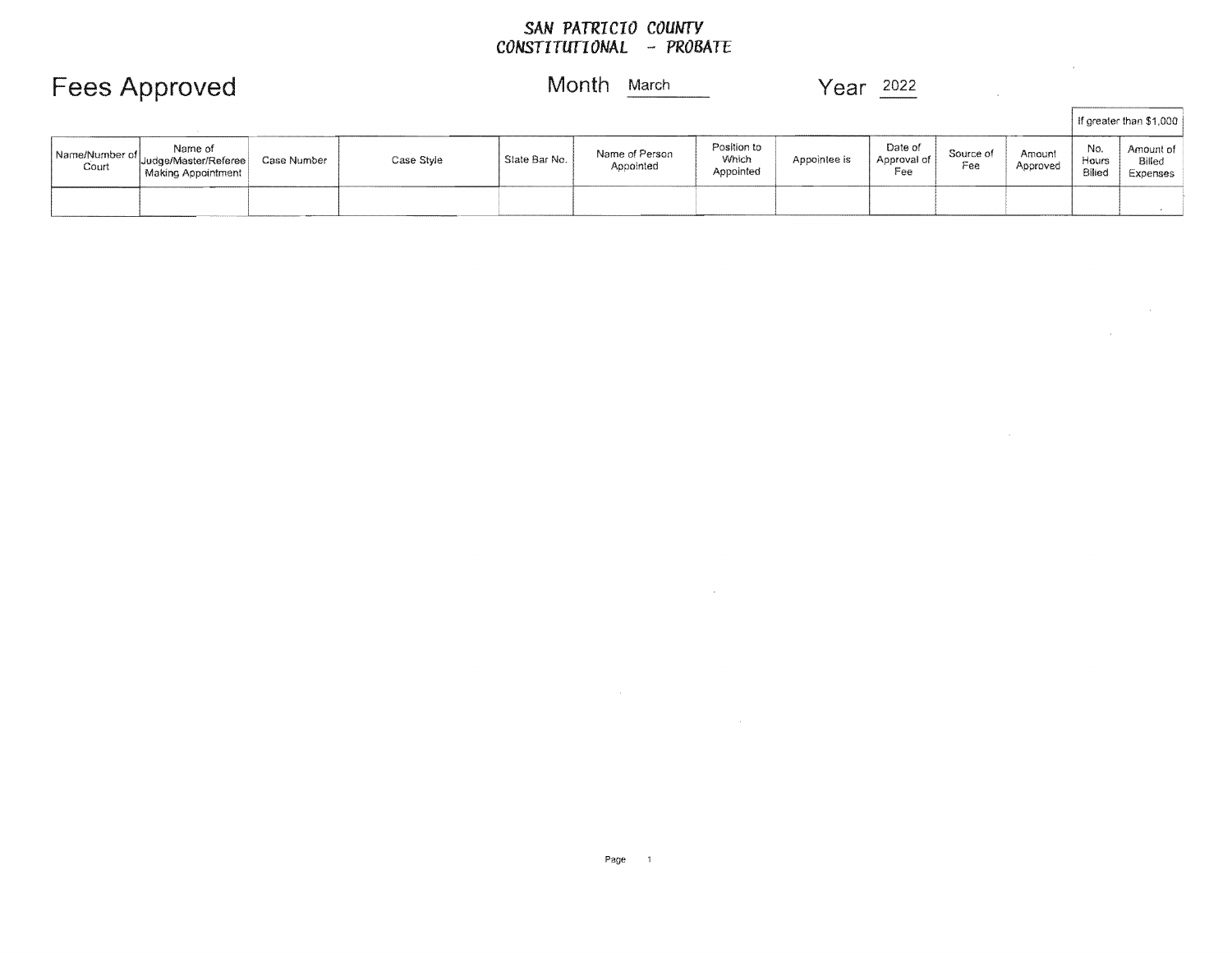**SAN PATRICIO COUNTY**
**CONSTITUTIONAL - PROBATE**

# Fees Approved

Month March

Year 2022

| Name/Number of Court | Name of Judge/Master/Referee Making Appointment | Case Number | Case Style | State Bar No. | Name of Person Appointed | Position to Which Appointed | Appointee is | Date of Approval of Fee | Source of Fee | Amount Approved | If greater than $1,000 | |
|---|---|---|---|---|---|---|---|---|---|---|---|---|
| | | | | | | | | | | | No. Hours Billed | Amount of Billed Expenses |
| | | | | | | | | | | | | |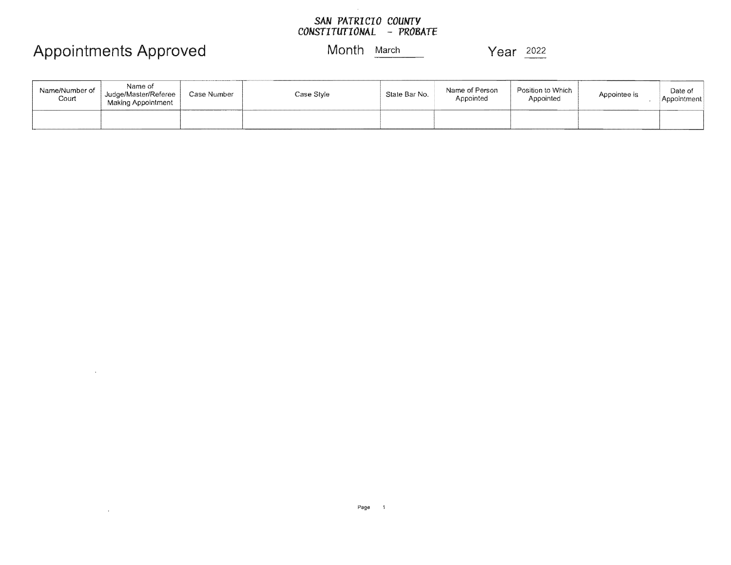**SAN PATRICIO COUNTY**
**CONSTITUTIONAL - PROBATE**

# Appointments Approved

Month March

Year 2022

| Name/Number of Court | Name of Judge/Master/Referee Making Appointment | Case Number | Case Style | State Bar No. | Name of Person Appointed | Position to Which Appointed | Appointee is | Date of Appointment |
|---|---|---|---|---|---|---|---|---|
| | | | | | | | | |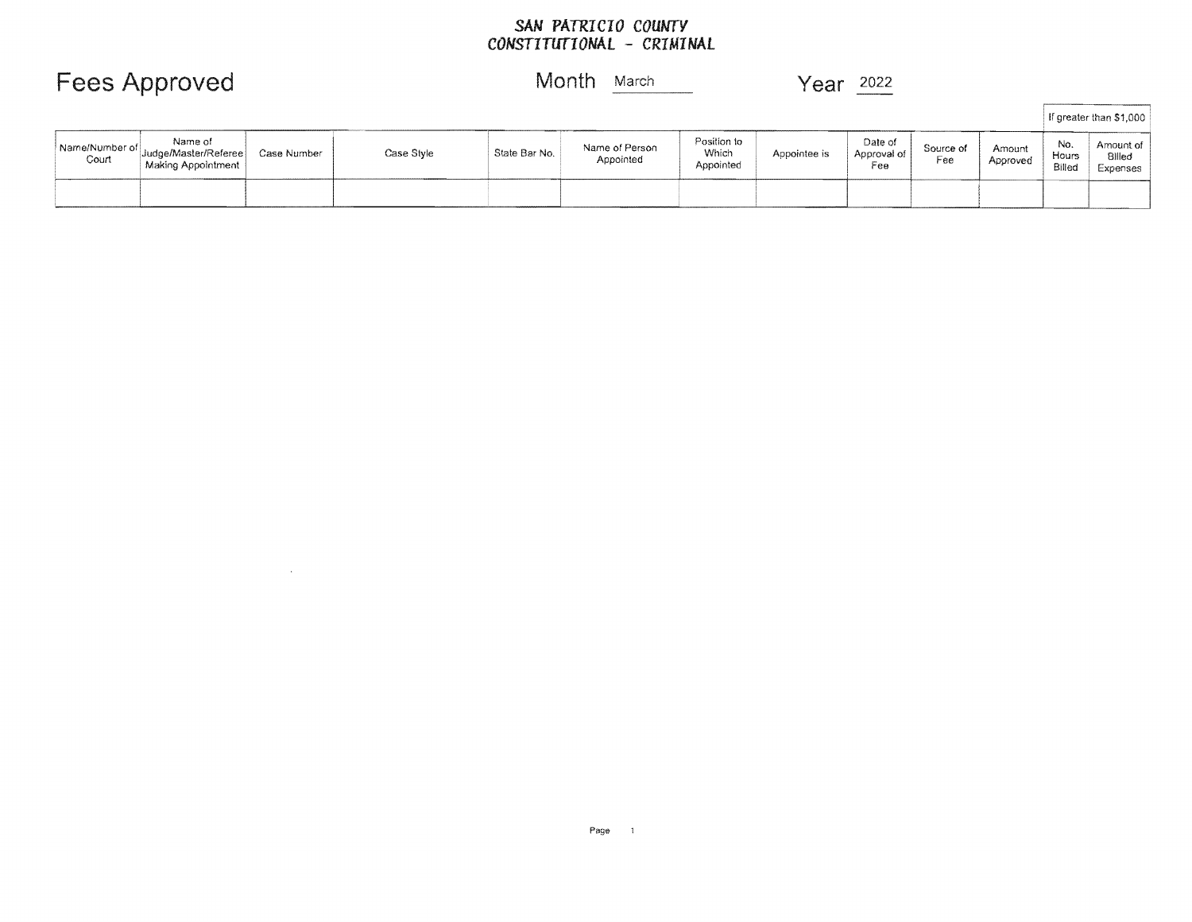**SAN PATRICIO COUNTY**
**CONSTITUTIONAL - CRIMINAL**

# Fees Approved

Month March

Year 2022

| Name/Number of Court | Name of Judge/Master/Referee Making Appointment | Case Number | Case Style | State Bar No. | Name of Person Appointed | Position to Which Appointed | Appointee is | Date of Approval of Fee | Source of Fee | Amount Approved | If greater than $1,000 | |
|---|---|---|---|---|---|---|---|---|---|---|---|---|
| | | | | | | | | | | | No. Hours Billed | Amount of Billed Expenses |
| | | | | | | | | | | | | |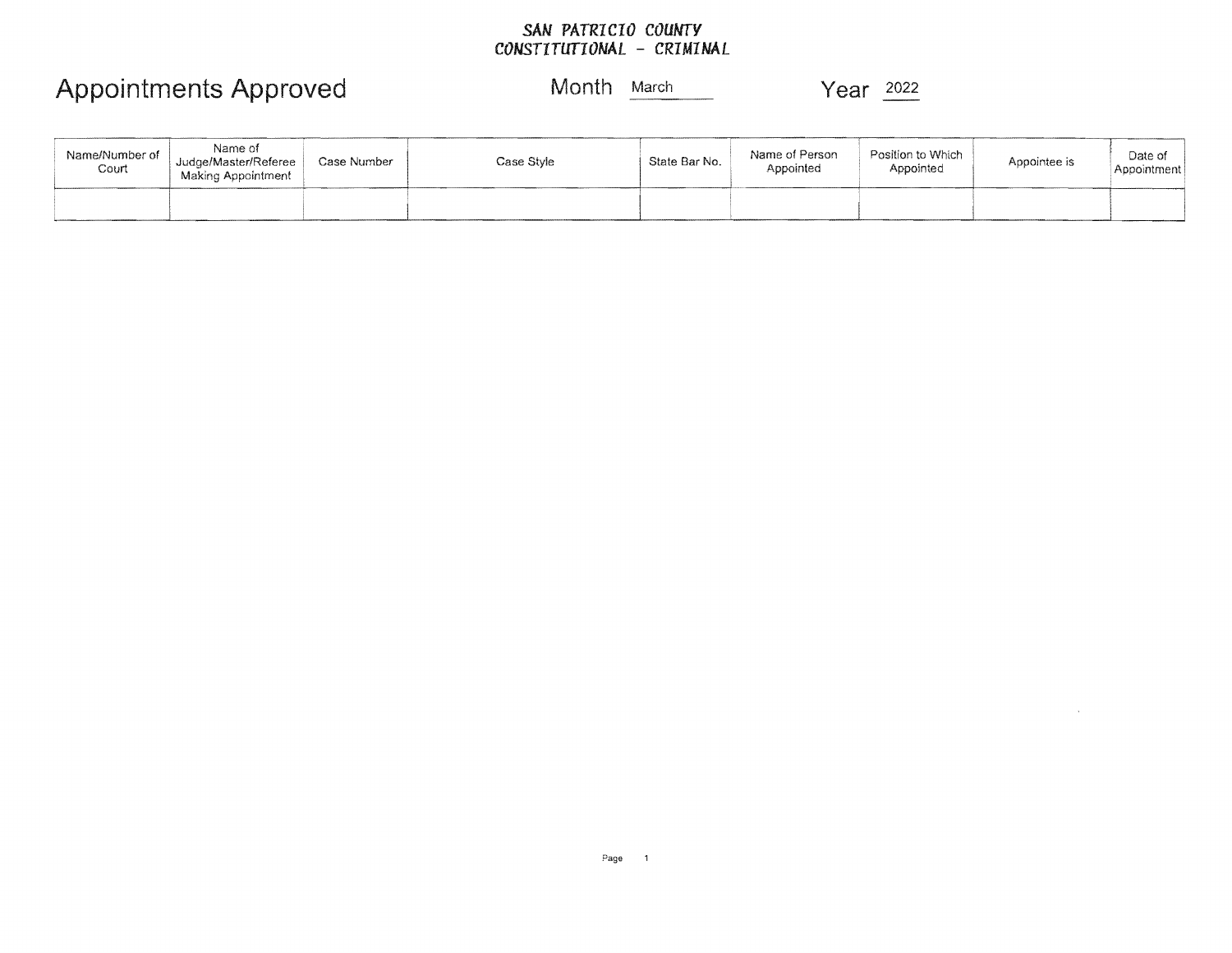**SAN PATRICIO COUNTY**
**CONSTITUTIONAL - CRIMINAL**

# Appointments Approved

Month March

Year 2022

| Name/Number of Court | Name of Judge/Master/Referee Making Appointment | Case Number | Case Style | State Bar No. | Name of Person Appointed | Position to Which Appointed | Appointee is | Date of Appointment |
|---|---|---|---|---|---|---|---|---|
| | | | | | | | | |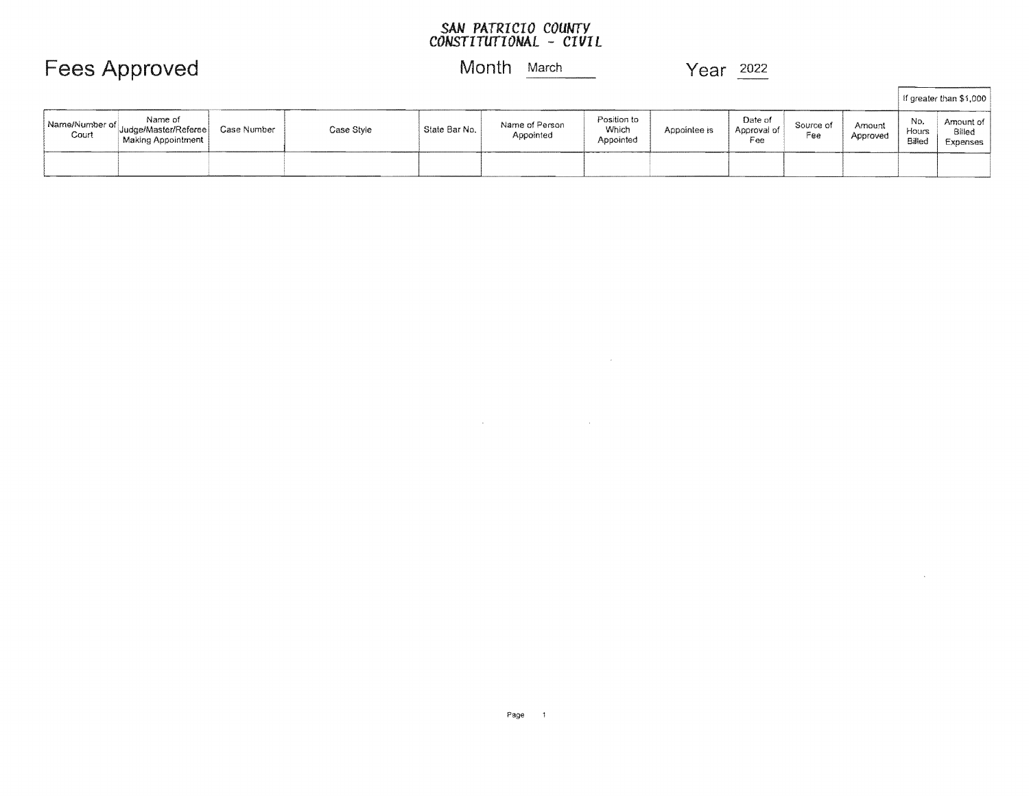SAN PATRICIO COUNTY
CONSTITUTIONAL - CIVIL

# Fees Approved

Month March

Year 2022

| Name/Number of Court | Name of Judge/Master/Referee Making Appointment | Case Number | Case Style | State Bar No. | Name of Person Appointed | Position to Which Appointed | Appointee is | Date of Approval of Fee | Source of Fee | Amount Approved | If greater than $1,000 | |
|---|---|---|---|---|---|---|---|---|---|---|---|---|
| | | | | | | | | | | | No. Hours Billed | Amount of Billed Expenses |
| | | | | | | | | | | | | |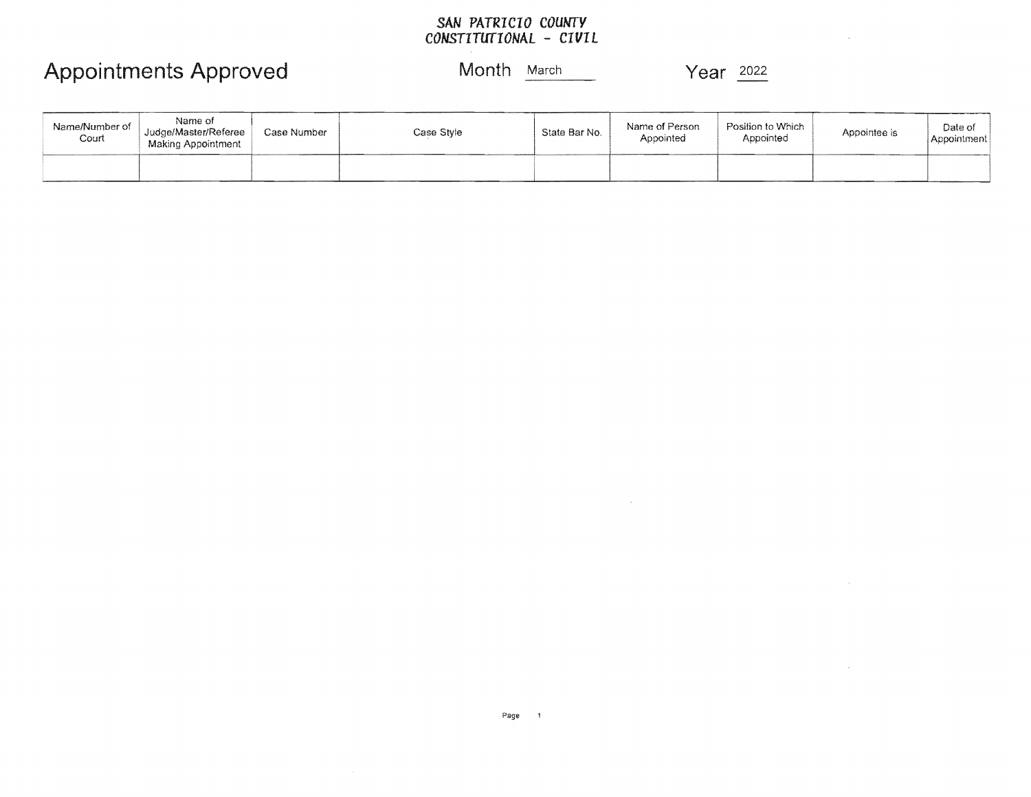SAN PATRICIO COUNTY
CONSTITUTIONAL - CIVIL

# Appointments Approved

Month March Year 2022

| Name/Number of Court | Name of Judge/Master/Referee Making Appointment | Case Number | Case Style | State Bar No. | Name of Person Appointed | Position to Which Appointed | Appointee is | Date of Appointment |
|---|---|---|---|---|---|---|---|---|
| | | | | | | | | |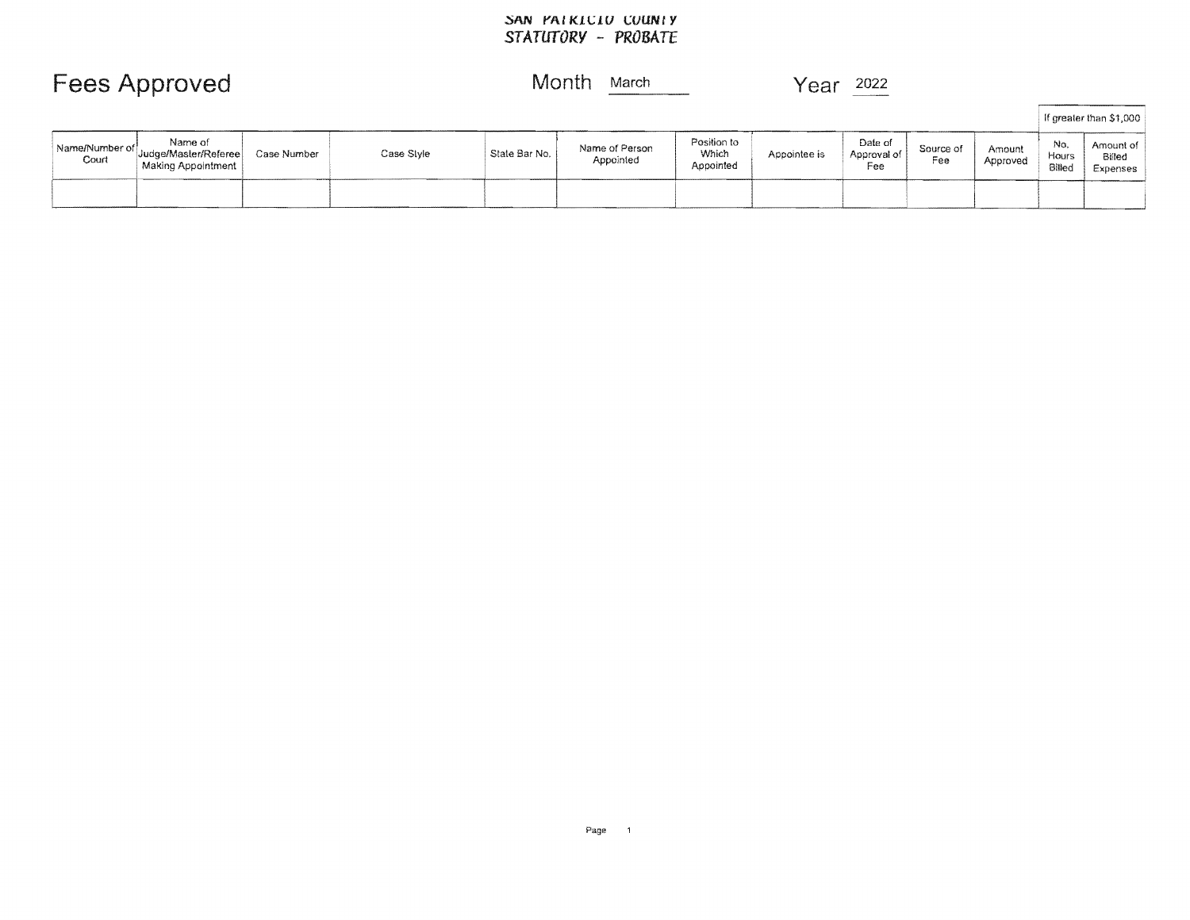SAN PATRICIO COUNTY
STATUTORY - PROBATE

# Fees Approved

Month March

Year 2022

| Name/Number of Court | Name of Judge/Master/Referee Making Appointment | Case Number | Case Style | State Bar No. | Name of Person Appointed | Position to Which Appointed | Appointee is | Date of Approval of Fee | Source of Fee | Amount Approved | If greater than $1,000 | |
|---|---|---|---|---|---|---|---|---|---|---|---|---|
| | | | | | | | | | | | No. Hours Billed | Amount of Billed Expenses |
| | | | | | | | | | | | | |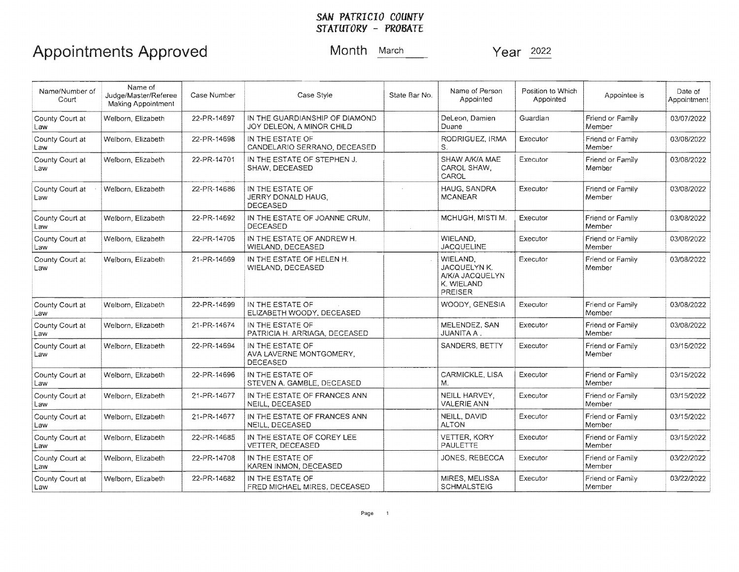**SAN PATRICIO COUNTY**
**STATUTORY - PROBATE**

# Appointments Approved

Month March Year 2022

| Name/Number of Court | Name of Judge/Master/Referee Making Appointment | Case Number | Case Style | State Bar No. | Name of Person Appointed | Position to Which Appointed | Appointee is | Date of Appointment |
|---|---|---|---|---|---|---|---|---|
| County Court at Law | Welborn, Elizabeth | 22-PR-14697 | IN THE GUARDIANSHIP OF DIAMOND JOY DELEON, A MINOR CHILD | | DeLeon, Damien Duane | Guardian | Friend or Family Member | 03/07/2022 |
| County Court at Law | Welborn, Elizabeth | 22-PR-14698 | IN THE ESTATE OF CANDELARIO SERRANO, DECEASED | | RODRIGUEZ, IRMA S. | Executor | Friend or Family Member | 03/08/2022 |
| County Court at Law | Welborn, Elizabeth | 22-PR-14701 | IN THE ESTATE OF STEPHEN J. SHAW, DECEASED | | SHAW A/K/A MAE CAROL SHAW, CAROL | Executor | Friend or Family Member | 03/08/2022 |
| County Court at Law | Welborn, Elizabeth | 22-PR-14686 | IN THE ESTATE OF JERRY DONALD HAUG, DECEASED | | HAUG, SANDRA MCANEAR | Executor | Friend or Family Member | 03/08/2022 |
| County Court at Law | Welborn, Elizabeth | 22-PR-14692 | IN THE ESTATE OF JOANNE CRUM, DECEASED | | MCHUGH, MISTI M. | Executor | Friend or Family Member | 03/08/2022 |
| County Court at Law | Welborn, Elizabeth | 22-PR-14705 | IN THE ESTATE OF ANDREW H. WIELAND, DECEASED | | WIELAND, JACQUELINE | Executor | Friend or Family Member | 03/08/2022 |
| County Court at Law | Welborn, Elizabeth | 21-PR-14669 | IN THE ESTATE OF HELEN H. WIELAND, DECEASED | | WIELAND, JACQUELYN K. A/K/A JACQUELYN K. WIELAND PREISER | Executor | Friend or Family Member | 03/08/2022 |
| County Court at Law | Welborn, Elizabeth | 22-PR-14699 | IN THE ESTATE OF ELIZABETH WOODY, DECEASED | | WOODY, GENESIA | Executor | Friend or Family Member | 03/08/2022 |
| County Court at Law | Welborn, Elizabeth | 21-PR-14674 | IN THE ESTATE OF PATRICIA H. ARRIAGA, DECEASED | | MELENDEZ, SAN JUANITA A . | Executor | Friend or Family Member | 03/08/2022 |
| County Court at Law | Welborn, Elizabeth | 22-PR-14694 | IN THE ESTATE OF AVA LAVERNE MONTGOMERY, DECEASED | | SANDERS, BETTY | Executor | Friend or Family Member | 03/15/2022 |
| County Court at Law | Welborn, Elizabeth | 22-PR-14696 | IN THE ESTATE OF STEVEN A. GAMBLE, DECEASED | | CARMICKLE, LISA M. | Executor | Friend or Family Member | 03/15/2022 |
| County Court at Law | Welborn, Elizabeth | 21-PR-14677 | IN THE ESTATE OF FRANCES ANN NEILL, DECEASED | | NEILL HARVEY, VALERIE ANN | Executor | Friend or Family Member | 03/15/2022 |
| County Court at Law | Welborn, Elizabeth | 21-PR-14677 | IN THE ESTATE OF FRANCES ANN NEILL, DECEASED | | NEILL, DAVID ALTON | Executor | Friend or Family Member | 03/15/2022 |
| County Court at Law | Welborn, Elizabeth | 22-PR-14685 | IN THE ESTATE OF COREY LEE VETTER, DECEASED | | VETTER, KORY PAULETTE | Executor | Friend or Family Member | 03/15/2022 |
| County Court at Law | Welborn, Elizabeth | 22-PR-14708 | IN THE ESTATE OF KAREN INMON, DECEASED | | JONES, REBECCA | Executor | Friend or Family Member | 03/22/2022 |
| County Court at Law | Welborn, Elizabeth | 22-PR-14682 | IN THE ESTATE OF FRED MICHAEL MIRES, DECEASED | | MIRES, MELISSA SCHMALSTEIG | Executor | Friend or Family Member | 03/22/2022 |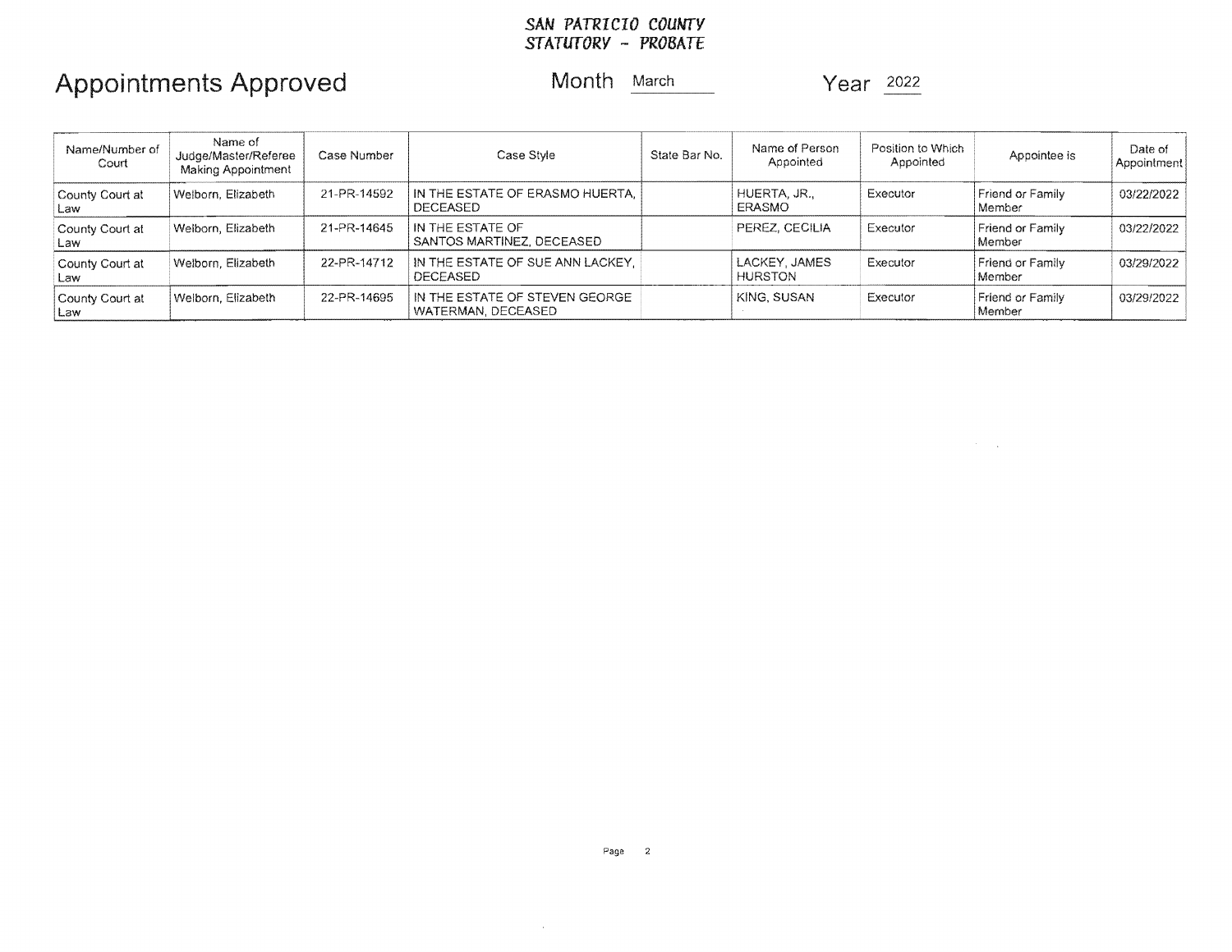**_SAN PATRICIO COUNTY_**
**_STATUTORY - PROBATE_**

# Appointments Approved

Month March

Year 2022

| Name/Number of Court | Name of Judge/Master/Referee Making Appointment | Case Number | Case Style | State Bar No. | Name of Person Appointed | Position to Which Appointed | Appointee is | Date of Appointment |
|---|---|---|---|---|---|---|---|---|
| County Court at Law | Welborn, Elizabeth | 21-PR-14592 | IN THE ESTATE OF ERASMO HUERTA, DECEASED | | HUERTA, JR., ERASMO | Executor | Friend or Family Member | 03/22/2022 |
| County Court at Law | Welborn, Elizabeth | 21-PR-14645 | IN THE ESTATE OF SANTOS MARTINEZ, DECEASED | | PEREZ, CECILIA | Executor | Friend or Family Member | 03/22/2022 |
| County Court at Law | Welborn, Elizabeth | 22-PR-14712 | IN THE ESTATE OF SUE ANN LACKEY, DECEASED | | LACKEY, JAMES HURSTON | Executor | Friend or Family Member | 03/29/2022 |
| County Court at Law | Welborn, Elizabeth | 22-PR-14695 | IN THE ESTATE OF STEVEN GEORGE WATERMAN, DECEASED | | KING, SUSAN | Executor | Friend or Family Member | 03/29/2022 |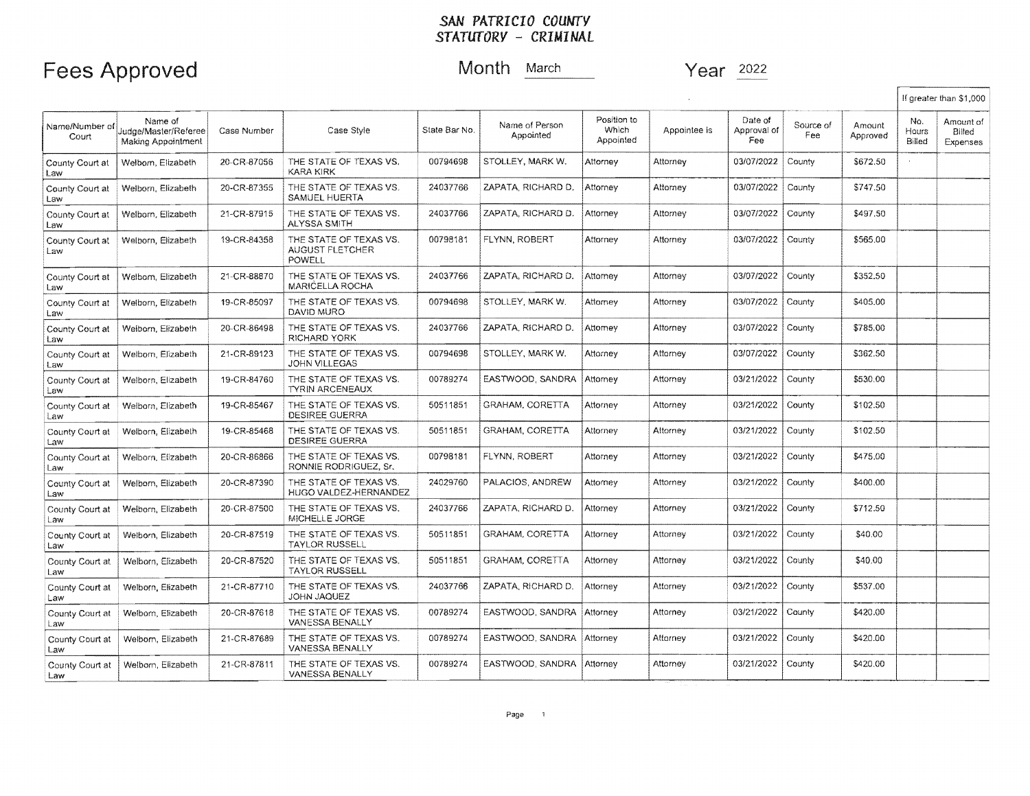# SAN PATRICIO COUNTY
## STATUTORY - CRIMINAL

**Fees Approved** Month March Year 2022

| Name/Number of Court | Name of Judge/Master/Referee Making Appointment | Case Number | Case Style | State Bar No. | Name of Person Appointed | Position to Which Appointed | Appointee is | Date of Approval of Fee | Source of Fee | Amount Approved | If greater than $1,000 No. Hours Billed | Amount of Billed Expenses |
|---|---|---|---|---|---|---|---|---|---|---|---|---|
| County Court at Law | Welborn, Elizabeth | 20-CR-87056 | THE STATE OF TEXAS VS. KARA KIRK | 00794698 | STOLLEY, MARK W. | Attorney | Attorney | 03/07/2022 | County | $672.50 | | |
| County Court at Law | Welborn, Elizabeth | 20-CR-87355 | THE STATE OF TEXAS VS. SAMUEL HUERTA | 24037766 | ZAPATA, RICHARD D. | Attorney | Attorney | 03/07/2022 | County | $747.50 | | |
| County Court at Law | Welborn, Elizabeth | 21-CR-87915 | THE STATE OF TEXAS VS. ALYSSA SMITH | 24037766 | ZAPATA, RICHARD D. | Attorney | Attorney | 03/07/2022 | County | $497.50 | | |
| County Court at Law | Welborn, Elizabeth | 19-CR-84358 | THE STATE OF TEXAS VS. AUGUST FLETCHER POWELL | 00798181 | FLYNN, ROBERT | Attorney | Attorney | 03/07/2022 | County | $565.00 | | |
| County Court at Law | Welborn, Elizabeth | 21-CR-88870 | THE STATE OF TEXAS VS. MARICELLA ROCHA | 24037766 | ZAPATA, RICHARD D. | Attorney | Attorney | 03/07/2022 | County | $352.50 | | |
| County Court at Law | Welborn, Elizabeth | 19-CR-85097 | THE STATE OF TEXAS VS. DAVID MURO | 00794698 | STOLLEY, MARK W. | Attorney | Attorney | 03/07/2022 | County | $405.00 | | |
| County Court at Law | Welborn, Elizabeth | 20-CR-86498 | THE STATE OF TEXAS VS. RICHARD YORK | 24037766 | ZAPATA, RICHARD D. | Attorney | Attorney | 03/07/2022 | County | $785.00 | | |
| County Court at Law | Welborn, Elizabeth | 21-CR-89123 | THE STATE OF TEXAS VS. JOHN VILLEGAS | 00794698 | STOLLEY, MARK W. | Attorney | Attorney | 03/07/2022 | County | $362.50 | | |
| County Court at Law | Welborn, Elizabeth | 19-CR-84760 | THE STATE OF TEXAS VS. TYRIN ARCENEAUX | 00789274 | EASTWOOD, SANDRA | Attorney | Attorney | 03/21/2022 | County | $530.00 | | |
| County Court at Law | Welborn, Elizabeth | 19-CR-85467 | THE STATE OF TEXAS VS. DESIREE GUERRA | 50511851 | GRAHAM, CORETTA | Attorney | Attorney | 03/21/2022 | County | $102.50 | | |
| County Court at Law | Welborn, Elizabeth | 19-CR-85468 | THE STATE OF TEXAS VS. DESIREE GUERRA | 50511851 | GRAHAM, CORETTA | Attorney | Attorney | 03/21/2022 | County | $102.50 | | |
| County Court at Law | Welborn, Elizabeth | 20-CR-86866 | THE STATE OF TEXAS VS. RONNIE RODRIGUEZ, Sr. | 00798181 | FLYNN, ROBERT | Attorney | Attorney | 03/21/2022 | County | $475.00 | | |
| County Court at Law | Welborn, Elizabeth | 20-CR-87390 | THE STATE OF TEXAS VS. HUGO VALDEZ-HERNANDEZ | 24029760 | PALACIOS, ANDREW | Attorney | Attorney | 03/21/2022 | County | $400.00 | | |
| County Court at Law | Welborn, Elizabeth | 20-CR-87500 | THE STATE OF TEXAS VS. MICHELLE JORGE | 24037766 | ZAPATA, RICHARD D. | Attorney | Attorney | 03/21/2022 | County | $712.50 | | |
| County Court at Law | Welborn, Elizabeth | 20-CR-87519 | THE STATE OF TEXAS VS. TAYLOR RUSSELL | 50511851 | GRAHAM, CORETTA | Attorney | Attorney | 03/21/2022 | County | $40.00 | | |
| County Court at Law | Welborn, Elizabeth | 20-CR-87520 | THE STATE OF TEXAS VS. TAYLOR RUSSELL | 50511851 | GRAHAM, CORETTA | Attorney | Attorney | 03/21/2022 | County | $40.00 | | |
| County Court at Law | Welborn, Elizabeth | 21-CR-87710 | THE STATE OF TEXAS VS. JOHN JAQUEZ | 24037766 | ZAPATA, RICHARD D. | Attorney | Attorney | 03/21/2022 | County | $537.00 | | |
| County Court at Law | Welborn, Elizabeth | 20-CR-87618 | THE STATE OF TEXAS VS. VANESSA BENALLY | 00789274 | EASTWOOD, SANDRA | Attorney | Attorney | 03/21/2022 | County | $420.00 | | |
| County Court at Law | Welborn, Elizabeth | 21-CR-87689 | THE STATE OF TEXAS VS. VANESSA BENALLY | 00789274 | EASTWOOD, SANDRA | Attorney | Attorney | 03/21/2022 | County | $420.00 | | |
| County Court at Law | Welborn, Elizabeth | 21-CR-87811 | THE STATE OF TEXAS VS. VANESSA BENALLY | 00789274 | EASTWOOD, SANDRA | Attorney | Attorney | 03/21/2022 | County | $420.00 | | |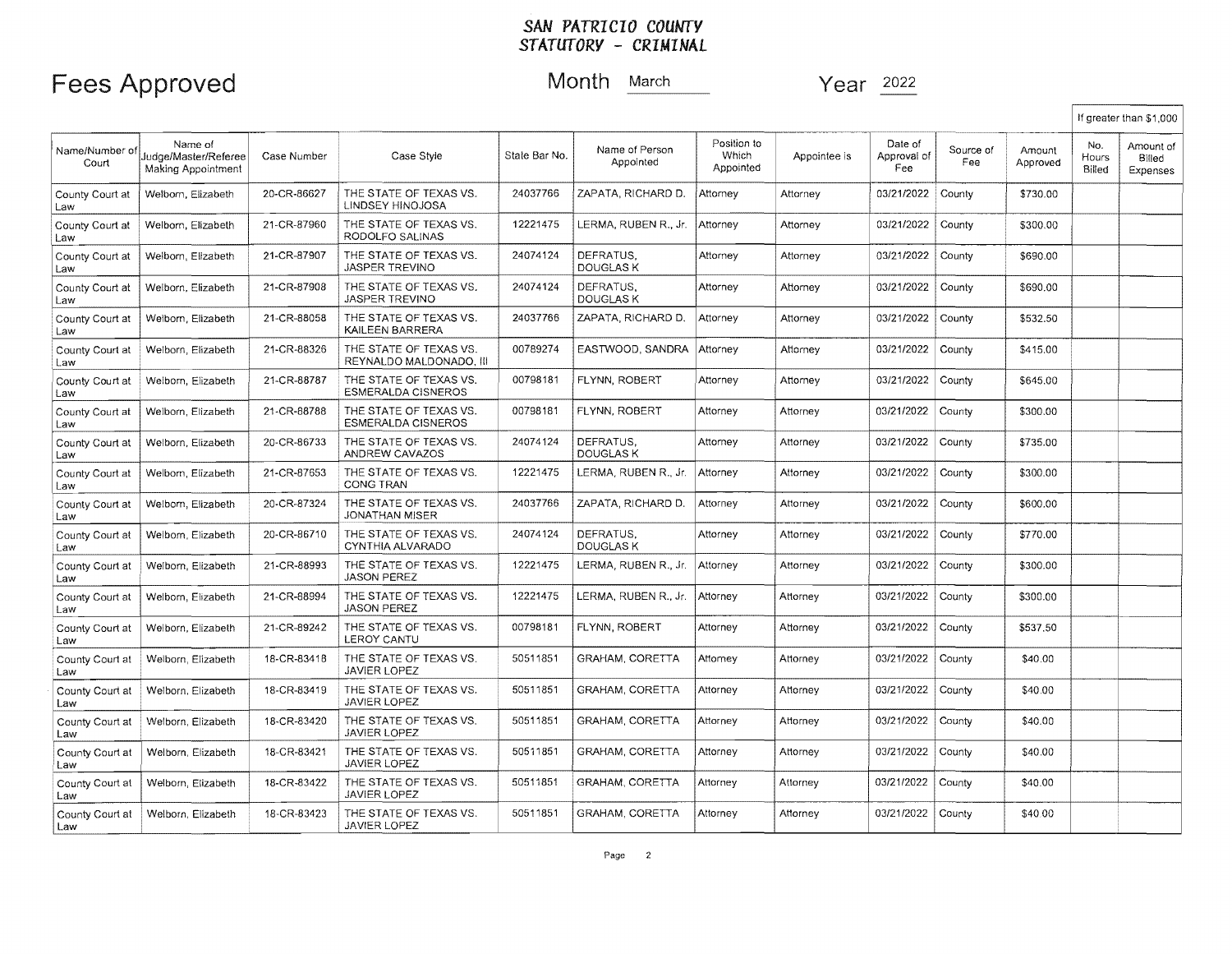# SAN PATRICIO COUNTY
## STATUTORY - CRIMINAL

**Fees Approved** Month March Year 2022

| Name/Number of Court | Name of Judge/Master/Referee Making Appointment | Case Number | Case Style | State Bar No. | Name of Person Appointed | Position to Which Appointed | Appointee is | Date of Approval of Fee | Source of Fee | Amount Approved | If greater than $1,000 No. Hours Billed | If greater than $1,000 Amount of Billed Expenses |
|---|---|---|---|---|---|---|---|---|---|---|---|---|
| County Court at Law | Welborn, Elizabeth | 20-CR-86627 | THE STATE OF TEXAS VS. LINDSEY HINOJOSA | 24037766 | ZAPATA, RICHARD D. | Attorney | Attorney | 03/21/2022 | County | $730.00 | | |
| County Court at Law | Welborn, Elizabeth | 21-CR-87960 | THE STATE OF TEXAS VS. RODOLFO SALINAS | 12221475 | LERMA, RUBEN R., Jr. | Attorney | Attorney | 03/21/2022 | County | $300.00 | | |
| County Court at Law | Welborn, Elizabeth | 21-CR-87907 | THE STATE OF TEXAS VS. JASPER TREVINO | 24074124 | DEFRATUS, DOUGLAS K | Attorney | Attorney | 03/21/2022 | County | $690.00 | | |
| County Court at Law | Welborn, Elizabeth | 21-CR-87908 | THE STATE OF TEXAS VS. JASPER TREVINO | 24074124 | DEFRATUS, DOUGLAS K | Attorney | Attorney | 03/21/2022 | County | $690.00 | | |
| County Court at Law | Welborn, Elizabeth | 21-CR-88058 | THE STATE OF TEXAS VS. KAILEEN BARRERA | 24037766 | ZAPATA, RICHARD D. | Attorney | Attorney | 03/21/2022 | County | $532.50 | | |
| County Court at Law | Welborn, Elizabeth | 21-CR-88326 | THE STATE OF TEXAS VS. REYNALDO MALDONADO, III | 00789274 | EASTWOOD, SANDRA | Attorney | Attorney | 03/21/2022 | County | $415.00 | | |
| County Court at Law | Welborn, Elizabeth | 21-CR-88787 | THE STATE OF TEXAS VS. ESMERALDA CISNEROS | 00798181 | FLYNN, ROBERT | Attorney | Attorney | 03/21/2022 | County | $645.00 | | |
| County Court at Law | Welborn, Elizabeth | 21-CR-88788 | THE STATE OF TEXAS VS. ESMERALDA CISNEROS | 00798181 | FLYNN, ROBERT | Attorney | Attorney | 03/21/2022 | County | $300.00 | | |
| County Court at Law | Welborn, Elizabeth | 20-CR-86733 | THE STATE OF TEXAS VS. ANDREW CAVAZOS | 24074124 | DEFRATUS, DOUGLAS K | Attorney | Attorney | 03/21/2022 | County | $735.00 | | |
| County Court at Law | Welborn, Elizabeth | 21-CR-87653 | THE STATE OF TEXAS VS. CONG TRAN | 12221475 | LERMA, RUBEN R., Jr. | Attorney | Attorney | 03/21/2022 | County | $300.00 | | |
| County Court at Law | Welborn, Elizabeth | 20-CR-87324 | THE STATE OF TEXAS VS. JONATHAN MISER | 24037766 | ZAPATA, RICHARD D. | Attorney | Attorney | 03/21/2022 | County | $600.00 | | |
| County Court at Law | Welborn, Elizabeth | 20-CR-86710 | THE STATE OF TEXAS VS. CYNTHIA ALVARADO | 24074124 | DEFRATUS, DOUGLAS K | Attorney | Attorney | 03/21/2022 | County | $770.00 | | |
| County Court at Law | Welborn, Elizabeth | 21-CR-88993 | THE STATE OF TEXAS VS. JASON PEREZ | 12221475 | LERMA, RUBEN R., Jr. | Attorney | Attorney | 03/21/2022 | County | $300.00 | | |
| County Court at Law | Welborn, Elizabeth | 21-CR-88994 | THE STATE OF TEXAS VS. JASON PEREZ | 12221475 | LERMA, RUBEN R., Jr. | Attorney | Attorney | 03/21/2022 | County | $300.00 | | |
| County Court at Law | Welborn, Elizabeth | 21-CR-89242 | THE STATE OF TEXAS VS. LEROY CANTU | 00798181 | FLYNN, ROBERT | Attorney | Attorney | 03/21/2022 | County | $537.50 | | |
| County Court at Law | Welborn, Elizabeth | 18-CR-83418 | THE STATE OF TEXAS VS. JAVIER LOPEZ | 50511851 | GRAHAM, CORETTA | Attorney | Attorney | 03/21/2022 | County | $40.00 | | |
| County Court at Law | Welborn, Elizabeth | 18-CR-83419 | THE STATE OF TEXAS VS. JAVIER LOPEZ | 50511851 | GRAHAM, CORETTA | Attorney | Attorney | 03/21/2022 | County | $40.00 | | |
| County Court at Law | Welborn, Elizabeth | 18-CR-83420 | THE STATE OF TEXAS VS. JAVIER LOPEZ | 50511851 | GRAHAM, CORETTA | Attorney | Attorney | 03/21/2022 | County | $40.00 | | |
| County Court at Law | Welborn, Elizabeth | 18-CR-83421 | THE STATE OF TEXAS VS. JAVIER LOPEZ | 50511851 | GRAHAM, CORETTA | Attorney | Attorney | 03/21/2022 | County | $40.00 | | |
| County Court at Law | Welborn, Elizabeth | 18-CR-83422 | THE STATE OF TEXAS VS. JAVIER LOPEZ | 50511851 | GRAHAM, CORETTA | Attorney | Attorney | 03/21/2022 | County | $40.00 | | |
| County Court at Law | Welborn, Elizabeth | 18-CR-83423 | THE STATE OF TEXAS VS. JAVIER LOPEZ | 50511851 | GRAHAM, CORETTA | Attorney | Attorney | 03/21/2022 | County | $40.00 | | |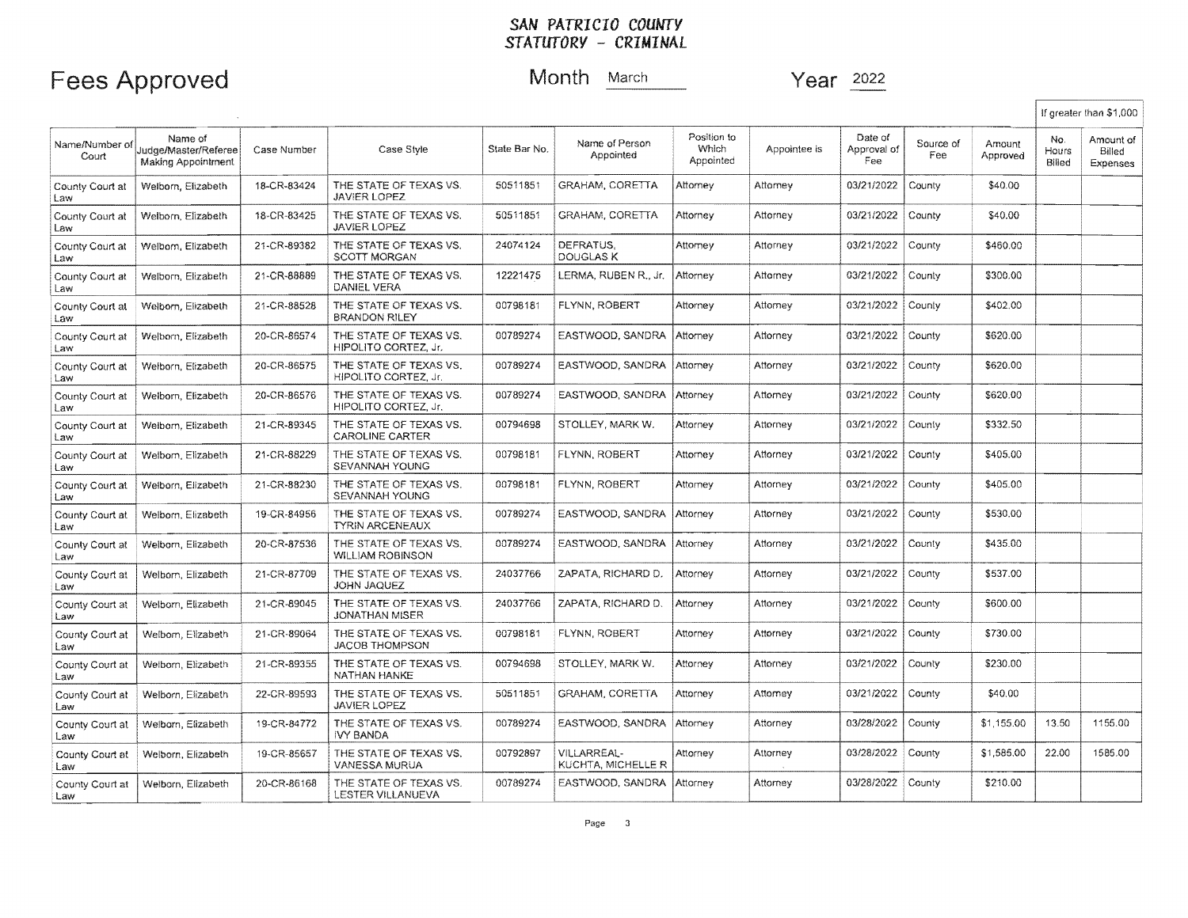# SAN PATRICIO COUNTY
## STATUTORY - CRIMINAL

# Fees Approved

Month March Year 2022

| Name/Number of Court | Name of Judge/Master/Referee Making Appointment | Case Number | Case Style | State Bar No. | Name of Person Appointed | Position to Which Appointed | Appointee is | Date of Approval of Fee | Source of Fee | Amount Approved | If greater than $1,000 No. Hours Billed | Amount of Billed Expenses |
|---|---|---|---|---|---|---|---|---|---|---|---|---|
| County Court at Law | Welborn, Elizabeth | 18-CR-83424 | THE STATE OF TEXAS VS. JAVIER LOPEZ | 50511851 | GRAHAM, CORETTA | Attorney | Attorney | 03/21/2022 | County | $40.00 | | |
| County Court at Law | Welborn, Elizabeth | 18-CR-83425 | THE STATE OF TEXAS VS. JAVIER LOPEZ | 50511851 | GRAHAM, CORETTA | Attorney | Attorney | 03/21/2022 | County | $40.00 | | |
| County Court at Law | Welborn, Elizabeth | 21-CR-89382 | THE STATE OF TEXAS VS. SCOTT MORGAN | 24074124 | DEFRATUS, DOUGLAS K | Attorney | Attorney | 03/21/2022 | County | $460.00 | | |
| County Court at Law | Welborn, Elizabeth | 21-CR-88889 | THE STATE OF TEXAS VS. DANIEL VERA | 12221475 | LERMA, RUBEN R., Jr. | Attorney | Attorney | 03/21/2022 | County | $300.00 | | |
| County Court at Law | Welborn, Elizabeth | 21-CR-88528 | THE STATE OF TEXAS VS. BRANDON RILEY | 00798181 | FLYNN, ROBERT | Attorney | Attorney | 03/21/2022 | County | $402.00 | | |
| County Court at Law | Welborn, Elizabeth | 20-CR-86574 | THE STATE OF TEXAS VS. HIPOLITO CORTEZ, Jr. | 00789274 | EASTWOOD, SANDRA | Attorney | Attorney | 03/21/2022 | County | $620.00 | | |
| County Court at Law | Welborn, Elizabeth | 20-CR-86575 | THE STATE OF TEXAS VS. HIPOLITO CORTEZ, Jr. | 00789274 | EASTWOOD, SANDRA | Attorney | Attorney | 03/21/2022 | County | $620.00 | | |
| County Court at Law | Welborn, Elizabeth | 20-CR-86576 | THE STATE OF TEXAS VS. HIPOLITO CORTEZ, Jr. | 00789274 | EASTWOOD, SANDRA | Attorney | Attorney | 03/21/2022 | County | $620.00 | | |
| County Court at Law | Welborn, Elizabeth | 21-CR-89345 | THE STATE OF TEXAS VS. CAROLINE CARTER | 00794698 | STOLLEY, MARK W. | Attorney | Attorney | 03/21/2022 | County | $332.50 | | |
| County Court at Law | Welborn, Elizabeth | 21-CR-88229 | THE STATE OF TEXAS VS. SEVANNAH YOUNG | 00798181 | FLYNN, ROBERT | Attorney | Attorney | 03/21/2022 | County | $405.00 | | |
| County Court at Law | Welborn, Elizabeth | 21-CR-88230 | THE STATE OF TEXAS VS. SEVANNAH YOUNG | 00798181 | FLYNN, ROBERT | Attorney | Attorney | 03/21/2022 | County | $405.00 | | |
| County Court at Law | Welborn, Elizabeth | 19-CR-84956 | THE STATE OF TEXAS VS. TYRIN ARCENEAUX | 00789274 | EASTWOOD, SANDRA | Attorney | Attorney | 03/21/2022 | County | $530.00 | | |
| County Court at Law | Welborn, Elizabeth | 20-CR-87536 | THE STATE OF TEXAS VS. WILLIAM ROBINSON | 00789274 | EASTWOOD, SANDRA | Attorney | Attorney | 03/21/2022 | County | $435.00 | | |
| County Court at Law | Welborn, Elizabeth | 21-CR-87709 | THE STATE OF TEXAS VS. JOHN JAQUEZ | 24037766 | ZAPATA, RICHARD D. | Attorney | Attorney | 03/21/2022 | County | $537.00 | | |
| County Court at Law | Welborn, Elizabeth | 21-CR-89045 | THE STATE OF TEXAS VS. JONATHAN MISER | 24037766 | ZAPATA, RICHARD D. | Attorney | Attorney | 03/21/2022 | County | $600.00 | | |
| County Court at Law | Welborn, Elizabeth | 21-CR-89064 | THE STATE OF TEXAS VS. JACOB THOMPSON | 00798181 | FLYNN, ROBERT | Attorney | Attorney | 03/21/2022 | County | $730.00 | | |
| County Court at Law | Welborn, Elizabeth | 21-CR-89355 | THE STATE OF TEXAS VS. NATHAN HANKE | 00794698 | STOLLEY, MARK W. | Attorney | Attorney | 03/21/2022 | County | $230.00 | | |
| County Court at Law | Welborn, Elizabeth | 22-CR-89593 | THE STATE OF TEXAS VS. JAVIER LOPEZ | 50511851 | GRAHAM, CORETTA | Attorney | Attorney | 03/21/2022 | County | $40.00 | | |
| County Court at Law | Welborn, Elizabeth | 19-CR-84772 | THE STATE OF TEXAS VS. IVY BANDA | 00789274 | EASTWOOD, SANDRA | Attorney | Attorney | 03/28/2022 | County | $1,155.00 | 13.50 | 1155.00 |
| County Court at Law | Welborn, Elizabeth | 19-CR-85657 | THE STATE OF TEXAS VS. VANESSA MURUA | 00792897 | VILLARREAL-KUCHTA, MICHELLE R | Attorney | Attorney | 03/28/2022 | County | $1,585.00 | 22.00 | 1585.00 |
| County Court at Law | Welborn, Elizabeth | 20-CR-86168 | THE STATE OF TEXAS VS. LESTER VILLANUEVA | 00789274 | EASTWOOD, SANDRA | Attorney | Attorney | 03/28/2022 | County | $210.00 | | |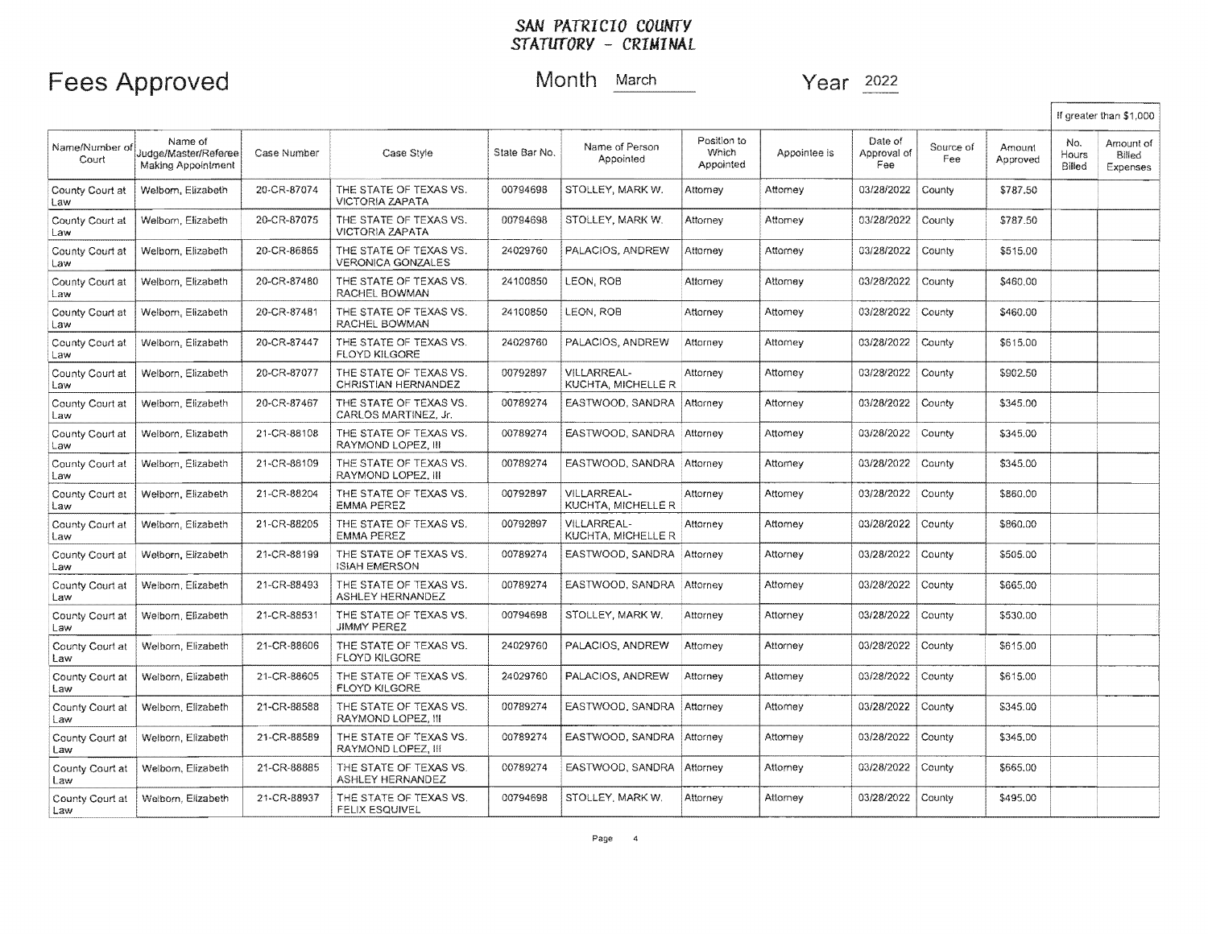# SAN PATRICIO COUNTY
## STATUTORY - CRIMINAL

**Fees Approved** Month March Year 2022

| Name/Number of Court | Name of Judge/Master/Referee Making Appointment | Case Number | Case Style | State Bar No. | Name of Person Appointed | Position to Which Appointed | Appointee is | Date of Approval of Fee | Source of Fee | Amount Approved | If greater than $1,000 No. Hours Billed | Amount of Billed Expenses |
|---|---|---|---|---|---|---|---|---|---|---|---|---|
| County Court at Law | Welborn, Elizabeth | 20-CR-87074 | THE STATE OF TEXAS VS. VICTORIA ZAPATA | 00794698 | STOLLEY, MARK W. | Attorney | Attorney | 03/28/2022 | County | $787.50 | | |
| County Court at Law | Welborn, Elizabeth | 20-CR-87075 | THE STATE OF TEXAS VS. VICTORIA ZAPATA | 00794698 | STOLLEY, MARK W. | Attorney | Attorney | 03/28/2022 | County | $787.50 | | |
| County Court at Law | Welborn, Elizabeth | 20-CR-86865 | THE STATE OF TEXAS VS. VERONICA GONZALES | 24029760 | PALACIOS, ANDREW | Attorney | Attorney | 03/28/2022 | County | $515.00 | | |
| County Court at Law | Welborn, Elizabeth | 20-CR-87480 | THE STATE OF TEXAS VS. RACHEL BOWMAN | 24100850 | LEON, ROB | Attorney | Attorney | 03/28/2022 | County | $460.00 | | |
| County Court at Law | Welborn, Elizabeth | 20-CR-87481 | THE STATE OF TEXAS VS. RACHEL BOWMAN | 24100850 | LEON, ROB | Attorney | Attorney | 03/28/2022 | County | $460.00 | | |
| County Court at Law | Welborn, Elizabeth | 20-CR-87447 | THE STATE OF TEXAS VS. FLOYD KILGORE | 24029760 | PALACIOS, ANDREW | Attorney | Attorney | 03/28/2022 | County | $615.00 | | |
| County Court at Law | Welborn, Elizabeth | 20-CR-87077 | THE STATE OF TEXAS VS. CHRISTIAN HERNANDEZ | 00792897 | VILLARREAL-KUCHTA, MICHELLE R | Attorney | Attorney | 03/28/2022 | County | $902.50 | | |
| County Court at Law | Welborn, Elizabeth | 20-CR-87467 | THE STATE OF TEXAS VS. CARLOS MARTINEZ, Jr. | 00789274 | EASTWOOD, SANDRA | Attorney | Attorney | 03/28/2022 | County | $345.00 | | |
| County Court at Law | Welborn, Elizabeth | 21-CR-88108 | THE STATE OF TEXAS VS. RAYMOND LOPEZ, III | 00789274 | EASTWOOD, SANDRA | Attorney | Attorney | 03/28/2022 | County | $345.00 | | |
| County Court at Law | Welborn, Elizabeth | 21-CR-88109 | THE STATE OF TEXAS VS. RAYMOND LOPEZ, III | 00789274 | EASTWOOD, SANDRA | Attorney | Attorney | 03/28/2022 | County | $345.00 | | |
| County Court at Law | Welborn, Elizabeth | 21-CR-88204 | THE STATE OF TEXAS VS. EMMA PEREZ | 00792897 | VILLARREAL-KUCHTA, MICHELLE R | Attorney | Attorney | 03/28/2022 | County | $860.00 | | |
| County Court at Law | Welborn, Elizabeth | 21-CR-88205 | THE STATE OF TEXAS VS. EMMA PEREZ | 00792897 | VILLARREAL-KUCHTA, MICHELLE R | Attorney | Attorney | 03/28/2022 | County | $860.00 | | |
| County Court at Law | Welborn, Elizabeth | 21-CR-88199 | THE STATE OF TEXAS VS. ISIAH EMERSON | 00789274 | EASTWOOD, SANDRA | Attorney | Attorney | 03/28/2022 | County | $505.00 | | |
| County Court at Law | Welborn, Elizabeth | 21-CR-88493 | THE STATE OF TEXAS VS. ASHLEY HERNANDEZ | 00789274 | EASTWOOD, SANDRA | Attorney | Attorney | 03/28/2022 | County | $665.00 | | |
| County Court at Law | Welborn, Elizabeth | 21-CR-88531 | THE STATE OF TEXAS VS. JIMMY PEREZ | 00794698 | STOLLEY, MARK W. | Attorney | Attorney | 03/28/2022 | County | $530.00 | | |
| County Court at Law | Welborn, Elizabeth | 21-CR-88606 | THE STATE OF TEXAS VS. FLOYD KILGORE | 24029760 | PALACIOS, ANDREW | Attorney | Attorney | 03/28/2022 | County | $615.00 | | |
| County Court at Law | Welborn, Elizabeth | 21-CR-88605 | THE STATE OF TEXAS VS. FLOYD KILGORE | 24029760 | PALACIOS, ANDREW | Attorney | Attorney | 03/28/2022 | County | $615.00 | | |
| County Court at Law | Welborn, Elizabeth | 21-CR-88588 | THE STATE OF TEXAS VS. RAYMOND LOPEZ, III | 00789274 | EASTWOOD, SANDRA | Attorney | Attorney | 03/28/2022 | County | $345.00 | | |
| County Court at Law | Welborn, Elizabeth | 21-CR-88589 | THE STATE OF TEXAS VS. RAYMOND LOPEZ, III | 00789274 | EASTWOOD, SANDRA | Attorney | Attorney | 03/28/2022 | County | $345.00 | | |
| County Court at Law | Welborn, Elizabeth | 21-CR-88885 | THE STATE OF TEXAS VS. ASHLEY HERNANDEZ | 00789274 | EASTWOOD, SANDRA | Attorney | Attorney | 03/28/2022 | County | $665.00 | | |
| County Court at Law | Welborn, Elizabeth | 21-CR-88937 | THE STATE OF TEXAS VS. FELIX ESQUIVEL | 00794698 | STOLLEY, MARK W. | Attorney | Attorney | 03/28/2022 | County | $495.00 | | |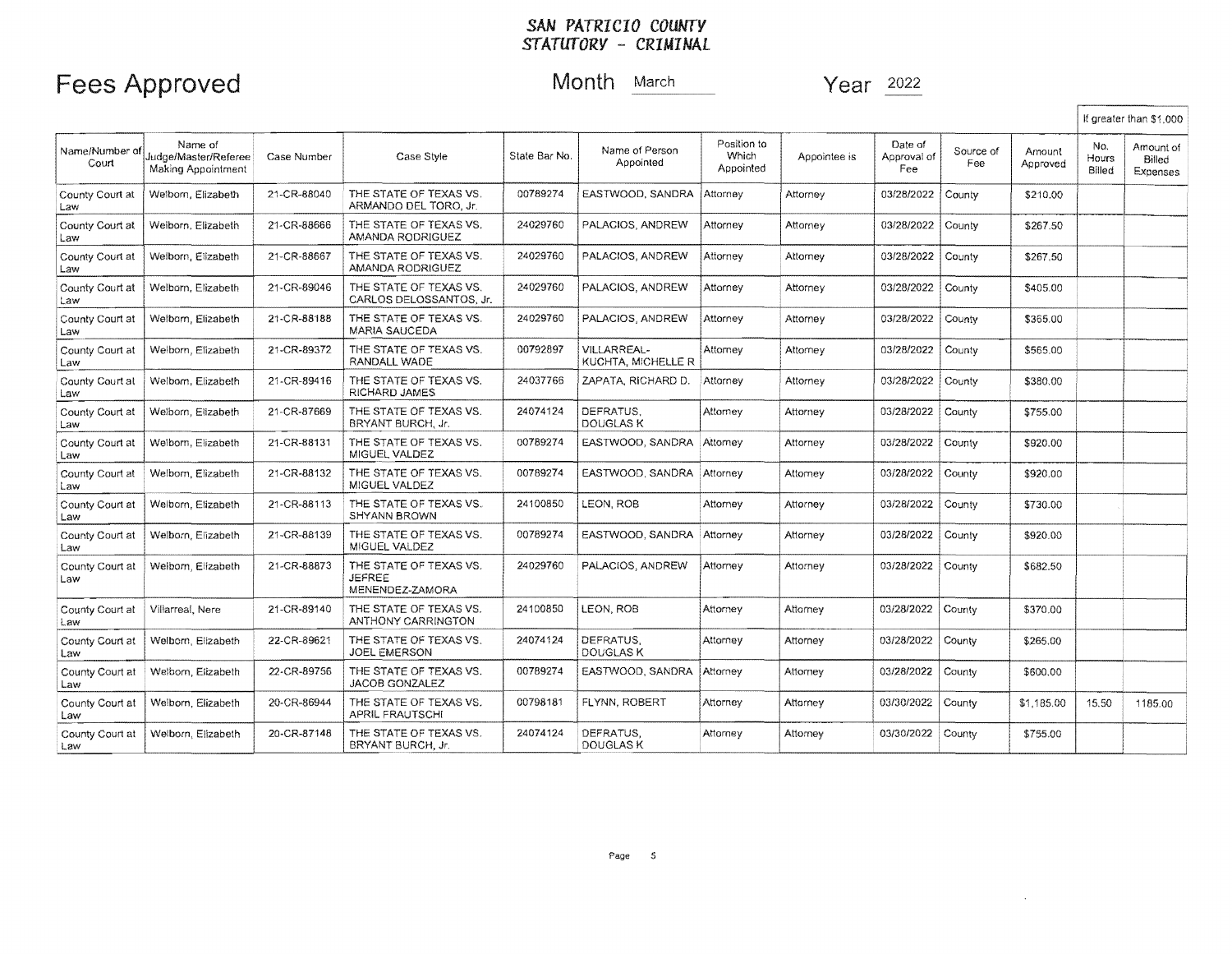# SAN PATRICIO COUNTY
## STATUTORY - CRIMINAL

# Fees Approved

Month March Year 2022

| Name/Number of Court | Name of Judge/Master/Referee Making Appointment | Case Number | Case Style | State Bar No. | Name of Person Appointed | Position to Which Appointed | Appointee is | Date of Approval of Fee | Source of Fee | Amount Approved | If greater than $1,000 | |
|---|---|---|---|---|---|---|---|---|---|---|---|---|
| | | | | | | | | | | | No. Hours Billed | Amount of Billed Expenses |
| County Court at Law | Welborn, Elizabeth | 21-CR-88040 | THE STATE OF TEXAS VS. ARMANDO DEL TORO, Jr. | 00789274 | EASTWOOD, SANDRA | Attorney | Attorney | 03/28/2022 | County | $210.00 | | |
| County Court at Law | Welborn, Elizabeth | 21-CR-88666 | THE STATE OF TEXAS VS. AMANDA RODRIGUEZ | 24029760 | PALACIOS, ANDREW | Attorney | Attorney | 03/28/2022 | County | $267.50 | | |
| County Court at Law | Welborn, Elizabeth | 21-CR-88667 | THE STATE OF TEXAS VS. AMANDA RODRIGUEZ | 24029760 | PALACIOS, ANDREW | Attorney | Attorney | 03/28/2022 | County | $267.50 | | |
| County Court at Law | Welborn, Elizabeth | 21-CR-89046 | THE STATE OF TEXAS VS. CARLOS DELOSSANTOS, Jr. | 24029760 | PALACIOS, ANDREW | Attorney | Attorney | 03/28/2022 | County | $405.00 | | |
| County Court at Law | Welborn, Elizabeth | 21-CR-88188 | THE STATE OF TEXAS VS. MARIA SAUCEDA | 24029760 | PALACIOS, ANDREW | Attorney | Attorney | 03/28/2022 | County | $365.00 | | |
| County Court at Law | Welborn, Elizabeth | 21-CR-89372 | THE STATE OF TEXAS VS. RANDALL WADE | 00792897 | VILLARREAL-KUCHTA, MICHELLE R | Attorney | Attorney | 03/28/2022 | County | $565.00 | | |
| County Court at Law | Welborn, Elizabeth | 21-CR-89416 | THE STATE OF TEXAS VS. RICHARD JAMES | 24037766 | ZAPATA, RICHARD D. | Attorney | Attorney | 03/28/2022 | County | $380.00 | | |
| County Court at Law | Welborn, Elizabeth | 21-CR-87669 | THE STATE OF TEXAS VS. BRYANT BURCH, Jr. | 24074124 | DEFRATUS, DOUGLAS K | Attorney | Attorney | 03/28/2022 | County | $755.00 | | |
| County Court at Law | Welborn, Elizabeth | 21-CR-88131 | THE STATE OF TEXAS VS. MIGUEL VALDEZ | 00789274 | EASTWOOD, SANDRA | Attorney | Attorney | 03/28/2022 | County | $920.00 | | |
| County Court at Law | Welborn, Elizabeth | 21-CR-88132 | THE STATE OF TEXAS VS. MIGUEL VALDEZ | 00789274 | EASTWOOD, SANDRA | Attorney | Attorney | 03/28/2022 | County | $920.00 | | |
| County Court at Law | Welborn, Elizabeth | 21-CR-88113 | THE STATE OF TEXAS VS. SHYANN BROWN | 24100850 | LEON, ROB | Attorney | Attorney | 03/28/2022 | County | $730.00 | | |
| County Court at Law | Welborn, Elizabeth | 21-CR-88139 | THE STATE OF TEXAS VS. MIGUEL VALDEZ | 00789274 | EASTWOOD, SANDRA | Attorney | Attorney | 03/28/2022 | County | $920.00 | | |
| County Court at Law | Welborn, Elizabeth | 21-CR-88873 | THE STATE OF TEXAS VS. JEFREE MENENDEZ-ZAMORA | 24029760 | PALACIOS, ANDREW | Attorney | Attorney | 03/28/2022 | County | $682.50 | | |
| County Court at Law | Villarreal, Nere | 21-CR-89140 | THE STATE OF TEXAS VS. ANTHONY CARRINGTON | 24100850 | LEON, ROB | Attorney | Attorney | 03/28/2022 | County | $370.00 | | |
| County Court at Law | Welborn, Elizabeth | 22-CR-89621 | THE STATE OF TEXAS VS. JOEL EMERSON | 24074124 | DEFRATUS, DOUGLAS K | Attorney | Attorney | 03/28/2022 | County | $265.00 | | |
| County Court at Law | Welborn, Elizabeth | 22-CR-89756 | THE STATE OF TEXAS VS. JACOB GONZALEZ | 00789274 | EASTWOOD, SANDRA | Attorney | Attorney | 03/28/2022 | County | $600.00 | | |
| County Court at Law | Welborn, Elizabeth | 20-CR-86944 | THE STATE OF TEXAS VS. APRIL FRAUTSCHI | 00798181 | FLYNN, ROBERT | Attorney | Attorney | 03/30/2022 | County | $1,185.00 | 15.50 | 1185.00 |
| County Court at Law | Welborn, Elizabeth | 20-CR-87148 | THE STATE OF TEXAS VS. BRYANT BURCH, Jr. | 24074124 | DEFRATUS, DOUGLAS K | Attorney | Attorney | 03/30/2022 | County | $755.00 | | |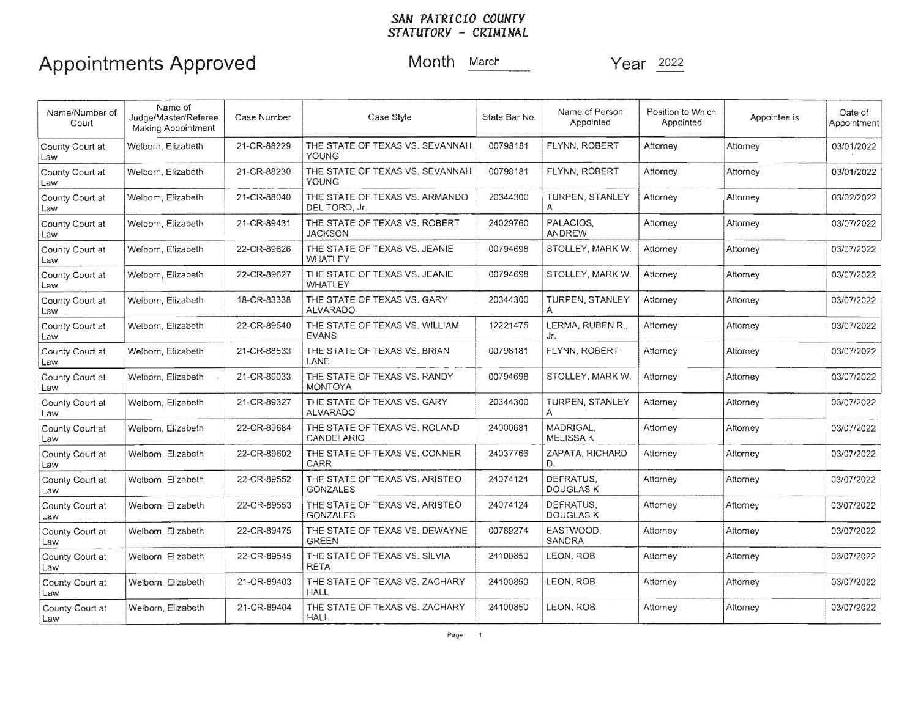**SAN PATRICIO COUNTY**
**STATUTORY - CRIMINAL**

# Appointments Approved

Month March Year 2022

| Name/Number of Court | Name of Judge/Master/Referee Making Appointment | Case Number | Case Style | State Bar No. | Name of Person Appointed | Position to Which Appointed | Appointee is | Date of Appointment |
|---|---|---|---|---|---|---|---|---|
| County Court at Law | Welborn, Elizabeth | 21-CR-88229 | THE STATE OF TEXAS VS. SEVANNAH YOUNG | 00798181 | FLYNN, ROBERT | Attorney | Attorney | 03/01/2022 |
| County Court at Law | Welborn, Elizabeth | 21-CR-88230 | THE STATE OF TEXAS VS. SEVANNAH YOUNG | 00798181 | FLYNN, ROBERT | Attorney | Attorney | 03/01/2022 |
| County Court at Law | Welborn, Elizabeth | 21-CR-88040 | THE STATE OF TEXAS VS. ARMANDO DEL TORO, Jr. | 20344300 | TURPEN, STANLEY A | Attorney | Attorney | 03/02/2022 |
| County Court at Law | Welborn, Elizabeth | 21-CR-89431 | THE STATE OF TEXAS VS. ROBERT JACKSON | 24029760 | PALACIOS, ANDREW | Attorney | Attorney | 03/07/2022 |
| County Court at Law | Welborn, Elizabeth | 22-CR-89626 | THE STATE OF TEXAS VS. JEANIE WHATLEY | 00794698 | STOLLEY, MARK W. | Attorney | Attorney | 03/07/2022 |
| County Court at Law | Welborn, Elizabeth | 22-CR-89627 | THE STATE OF TEXAS VS. JEANIE WHATLEY | 00794698 | STOLLEY, MARK W. | Attorney | Attorney | 03/07/2022 |
| County Court at Law | Welborn, Elizabeth | 18-CR-83338 | THE STATE OF TEXAS VS. GARY ALVARADO | 20344300 | TURPEN, STANLEY A | Attorney | Attorney | 03/07/2022 |
| County Court at Law | Welborn, Elizabeth | 22-CR-89540 | THE STATE OF TEXAS VS. WILLIAM EVANS | 12221475 | LERMA, RUBEN R., Jr. | Attorney | Attorney | 03/07/2022 |
| County Court at Law | Welborn, Elizabeth | 21-CR-88533 | THE STATE OF TEXAS VS. BRIAN LANE | 00798181 | FLYNN, ROBERT | Attorney | Attorney | 03/07/2022 |
| County Court at Law | Welborn, Elizabeth | 21-CR-89033 | THE STATE OF TEXAS VS. RANDY MONTOYA | 00794698 | STOLLEY, MARK W. | Attorney | Attorney | 03/07/2022 |
| County Court at Law | Welborn, Elizabeth | 21-CR-89327 | THE STATE OF TEXAS VS. GARY ALVARADO | 20344300 | TURPEN, STANLEY A | Attorney | Attorney | 03/07/2022 |
| County Court at Law | Welborn, Elizabeth | 22-CR-89684 | THE STATE OF TEXAS VS. ROLAND CANDELARIO | 24000681 | MADRIGAL, MELISSA K | Attorney | Attorney | 03/07/2022 |
| County Court at Law | Welborn, Elizabeth | 22-CR-89602 | THE STATE OF TEXAS VS. CONNER CARR | 24037766 | ZAPATA, RICHARD D. | Attorney | Attorney | 03/07/2022 |
| County Court at Law | Welborn, Elizabeth | 22-CR-89552 | THE STATE OF TEXAS VS. ARISTEO GONZALES | 24074124 | DEFRATUS, DOUGLAS K | Attorney | Attorney | 03/07/2022 |
| County Court at Law | Welborn, Elizabeth | 22-CR-89553 | THE STATE OF TEXAS VS. ARISTEO GONZALES | 24074124 | DEFRATUS, DOUGLAS K | Attorney | Attorney | 03/07/2022 |
| County Court at Law | Welborn, Elizabeth | 22-CR-89475 | THE STATE OF TEXAS VS. DEWAYNE GREEN | 00789274 | EASTWOOD, SANDRA | Attorney | Attorney | 03/07/2022 |
| County Court at Law | Welborn, Elizabeth | 22-CR-89545 | THE STATE OF TEXAS VS. SILVIA RETA | 24100850 | LEON, ROB | Attorney | Attorney | 03/07/2022 |
| County Court at Law | Welborn, Elizabeth | 21-CR-89403 | THE STATE OF TEXAS VS. ZACHARY HALL | 24100850 | LEON, ROB | Attorney | Attorney | 03/07/2022 |
| County Court at Law | Welborn, Elizabeth | 21-CR-89404 | THE STATE OF TEXAS VS. ZACHARY HALL | 24100850 | LEON, ROB | Attorney | Attorney | 03/07/2022 |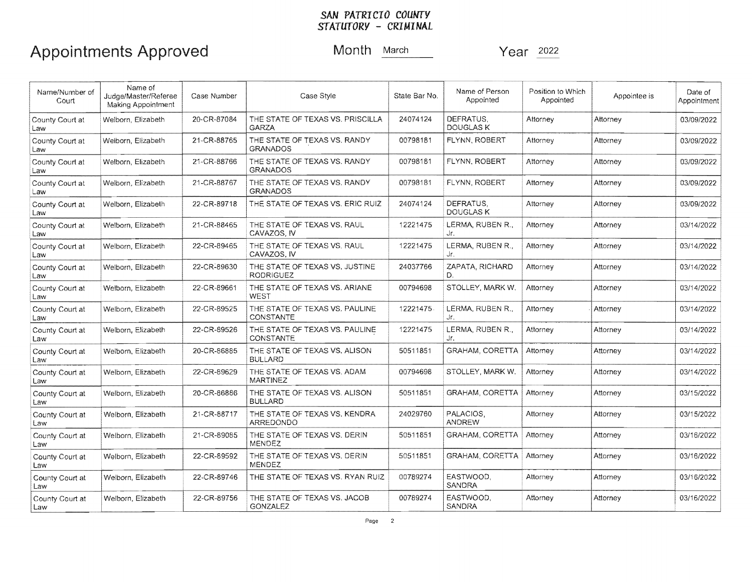**SAN PATRICIO COUNTY**
**STATUTORY - CRIMINAL**

# Appointments Approved

Month March Year 2022

| Name/Number of Court | Name of Judge/Master/Referee Making Appointment | Case Number | Case Style | State Bar No. | Name of Person Appointed | Position to Which Appointed | Appointee is | Date of Appointment |
|---|---|---|---|---|---|---|---|---|
| County Court at Law | Welborn, Elizabeth | 20-CR-87084 | THE STATE OF TEXAS VS. PRISCILLA GARZA | 24074124 | DEFRATUS, DOUGLAS K | Attorney | Attorney | 03/09/2022 |
| County Court at Law | Welborn, Elizabeth | 21-CR-88765 | THE STATE OF TEXAS VS. RANDY GRANADOS | 00798181 | FLYNN, ROBERT | Attorney | Attorney | 03/09/2022 |
| County Court at Law | Welborn, Elizabeth | 21-CR-88766 | THE STATE OF TEXAS VS. RANDY GRANADOS | 00798181 | FLYNN, ROBERT | Attorney | Attorney | 03/09/2022 |
| County Court at Law | Welborn, Elizabeth | 21-CR-88767 | THE STATE OF TEXAS VS. RANDY GRANADOS | 00798181 | FLYNN, ROBERT | Attorney | Attorney | 03/09/2022 |
| County Court at Law | Welborn, Elizabeth | 22-CR-89718 | THE STATE OF TEXAS VS. ERIC RUIZ | 24074124 | DEFRATUS, DOUGLAS K | Attorney | Attorney | 03/09/2022 |
| County Court at Law | Welborn, Elizabeth | 21-CR-88465 | THE STATE OF TEXAS VS. RAUL CAVAZOS, IV | 12221475 | LERMA, RUBEN R., Jr. | Attorney | Attorney | 03/14/2022 |
| County Court at Law | Welborn, Elizabeth | 22-CR-89465 | THE STATE OF TEXAS VS. RAUL CAVAZOS, IV | 12221475 | LERMA, RUBEN R., Jr. | Attorney | Attorney | 03/14/2022 |
| County Court at Law | Welborn, Elizabeth | 22-CR-89630 | THE STATE OF TEXAS VS. JUSTINE RODRIGUEZ | 24037766 | ZAPATA, RICHARD D. | Attorney | Attorney | 03/14/2022 |
| County Court at Law | Welborn, Elizabeth | 22-CR-89661 | THE STATE OF TEXAS VS. ARIANE WEST | 00794698 | STOLLEY, MARK W. | Attorney | Attorney | 03/14/2022 |
| County Court at Law | Welborn, Elizabeth | 22-CR-89525 | THE STATE OF TEXAS VS. PAULINE CONSTANTE | 12221475 | LERMA, RUBEN R., Jr. | Attorney | Attorney | 03/14/2022 |
| County Court at Law | Welborn, Elizabeth | 22-CR-89526 | THE STATE OF TEXAS VS. PAULINE CONSTANTE | 12221475 | LERMA, RUBEN R., Jr. | Attorney | Attorney | 03/14/2022 |
| County Court at Law | Welborn, Elizabeth | 20-CR-86885 | THE STATE OF TEXAS VS. ALISON BULLARD | 50511851 | GRAHAM, CORETTA | Attorney | Attorney | 03/14/2022 |
| County Court at Law | Welborn, Elizabeth | 22-CR-89629 | THE STATE OF TEXAS VS. ADAM MARTINEZ | 00794698 | STOLLEY, MARK W. | Attorney | Attorney | 03/14/2022 |
| County Court at Law | Welborn, Elizabeth | 20-CR-86886 | THE STATE OF TEXAS VS. ALISON BULLARD | 50511851 | GRAHAM, CORETTA | Attorney | Attorney | 03/15/2022 |
| County Court at Law | Welborn, Elizabeth | 21-CR-88717 | THE STATE OF TEXAS VS. KENDRA ARREDONDO | 24029760 | PALACIOS, ANDREW | Attorney | Attorney | 03/15/2022 |
| County Court at Law | Welborn, Elizabeth | 21-CR-89085 | THE STATE OF TEXAS VS. DERIN MENDEZ | 50511851 | GRAHAM, CORETTA | Attorney | Attorney | 03/16/2022 |
| County Court at Law | Welborn, Elizabeth | 22-CR-89592 | THE STATE OF TEXAS VS. DERIN MENDEZ | 50511851 | GRAHAM, CORETTA | Attorney | Attorney | 03/16/2022 |
| County Court at Law | Welborn, Elizabeth | 22-CR-89746 | THE STATE OF TEXAS VS. RYAN RUIZ | 00789274 | EASTWOOD, SANDRA | Attorney | Attorney | 03/16/2022 |
| County Court at Law | Welborn, Elizabeth | 22-CR-89756 | THE STATE OF TEXAS VS. JACOB GONZALEZ | 00789274 | EASTWOOD, SANDRA | Attorney | Attorney | 03/16/2022 |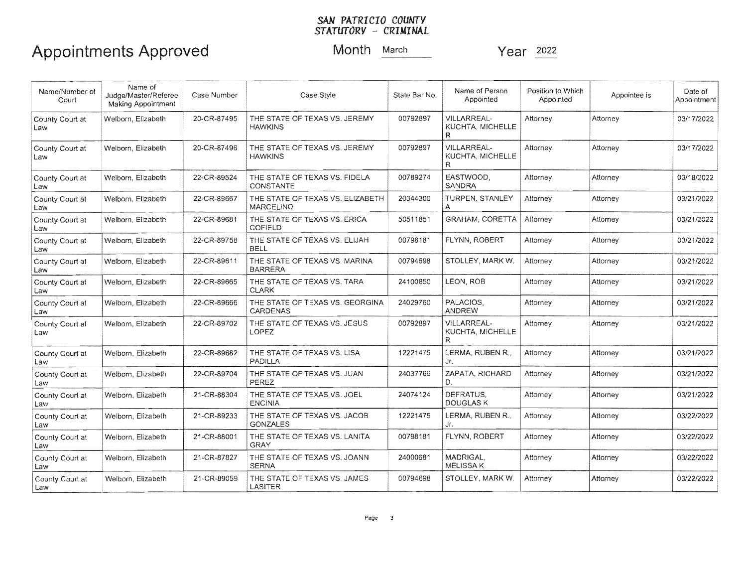*SAN PATRICIO COUNTY*
*STATUTORY - CRIMINAL*

# Appointments Approved

Month March Year 2022

| Name/Number of Court | Name of Judge/Master/Referee Making Appointment | Case Number | Case Style | State Bar No. | Name of Person Appointed | Position to Which Appointed | Appointee is | Date of Appointment |
|---|---|---|---|---|---|---|---|---|
| County Court at Law | Welborn, Elizabeth | 20-CR-87495 | THE STATE OF TEXAS VS. JEREMY HAWKINS | 00792897 | VILLARREAL-KUCHTA, MICHELLE R | Attorney | Attorney | 03/17/2022 |
| County Court at Law | Welborn, Elizabeth | 20-CR-87496 | THE STATE OF TEXAS VS. JEREMY HAWKINS | 00792897 | VILLARREAL-KUCHTA, MICHELLE R | Attorney | Attorney | 03/17/2022 |
| County Court at Law | Welborn, Elizabeth | 22-CR-89524 | THE STATE OF TEXAS VS. FIDELA CONSTANTE | 00789274 | EASTWOOD, SANDRA | Attorney | Attorney | 03/18/2022 |
| County Court at Law | Welborn, Elizabeth | 22-CR-89667 | THE STATE OF TEXAS VS. ELIZABETH MARCELINO | 20344300 | TURPEN, STANLEY A | Attorney | Attorney | 03/21/2022 |
| County Court at Law | Welborn, Elizabeth | 22-CR-89681 | THE STATE OF TEXAS VS. ERICA COFIELD | 50511851 | GRAHAM, CORETTA | Attorney | Attorney | 03/21/2022 |
| County Court at Law | Welborn, Elizabeth | 22-CR-89758 | THE STATE OF TEXAS VS. ELIJAH BELL | 00798181 | FLYNN, ROBERT | Attorney | Attorney | 03/21/2022 |
| County Court at Law | Welborn, Elizabeth | 22-CR-89611 | THE STATE OF TEXAS VS. MARINA BARRERA | 00794698 | STOLLEY, MARK W. | Attorney | Attorney | 03/21/2022 |
| County Court at Law | Welborn, Elizabeth | 22-CR-89665 | THE STATE OF TEXAS VS. TARA CLARK | 24100850 | LEON, ROB | Attorney | Attorney | 03/21/2022 |
| County Court at Law | Welborn, Elizabeth | 22-CR-89666 | THE STATE OF TEXAS VS. GEORGINA CARDENAS | 24029760 | PALACIOS, ANDREW | Attorney | Attorney | 03/21/2022 |
| County Court at Law | Welborn, Elizabeth | 22-CR-89702 | THE STATE OF TEXAS VS. JESUS LOPEZ | 00792897 | VILLARREAL-KUCHTA, MICHELLE R | Attorney | Attorney | 03/21/2022 |
| County Court at Law | Welborn, Elizabeth | 22-CR-89682 | THE STATE OF TEXAS VS. LISA PADILLA | 12221475 | LERMA, RUBEN R., Jr. | Attorney | Attorney | 03/21/2022 |
| County Court at Law | Welborn, Elizabeth | 22-CR-89704 | THE STATE OF TEXAS VS. JUAN PEREZ | 24037766 | ZAPATA, RICHARD D. | Attorney | Attorney | 03/21/2022 |
| County Court at Law | Welborn, Elizabeth | 21-CR-88304 | THE STATE OF TEXAS VS. JOEL ENCINIA | 24074124 | DEFRATUS, DOUGLAS K | Attorney | Attorney | 03/21/2022 |
| County Court at Law | Welborn, Elizabeth | 21-CR-89233 | THE STATE OF TEXAS VS. JACOB GONZALES | 12221475 | LERMA, RUBEN R., Jr. | Attorney | Attorney | 03/22/2022 |
| County Court at Law | Welborn, Elizabeth | 21-CR-88001 | THE STATE OF TEXAS VS. LANITA GRAY | 00798181 | FLYNN, ROBERT | Attorney | Attorney | 03/22/2022 |
| County Court at Law | Welborn, Elizabeth | 21-CR-87827 | THE STATE OF TEXAS VS. JOANN SERNA | 24000681 | MADRIGAL, MELISSA K | Attorney | Attorney | 03/22/2022 |
| County Court at Law | Welborn, Elizabeth | 21-CR-89059 | THE STATE OF TEXAS VS. JAMES LASITER | 00794698 | STOLLEY, MARK W. | Attorney | Attorney | 03/22/2022 |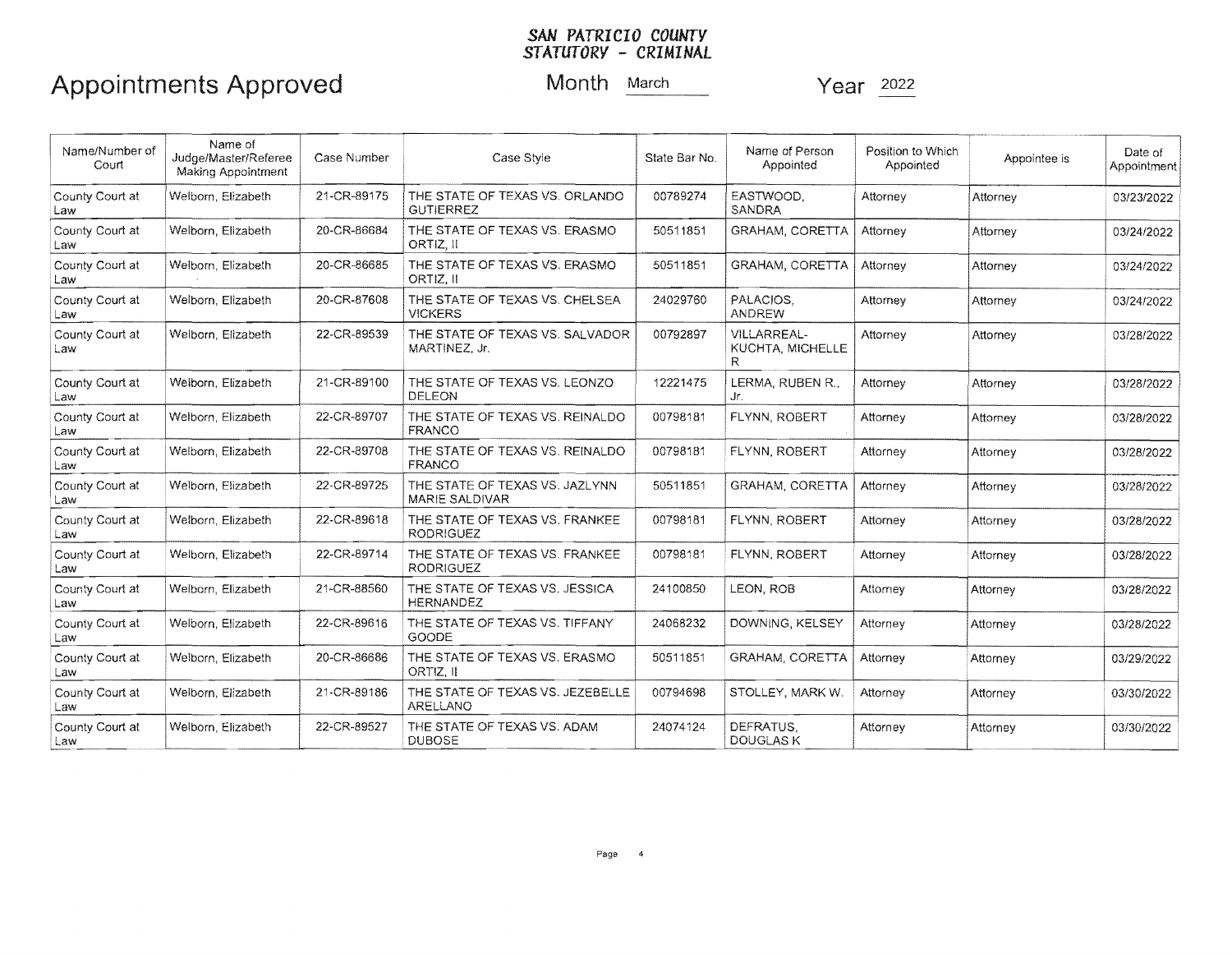**SAN PATRICIO COUNTY**
**STATUTORY - CRIMINAL**

# Appointments Approved

Month March Year 2022

| Name/Number of Court | Name of Judge/Master/Referee Making Appointment | Case Number | Case Style | State Bar No. | Name of Person Appointed | Position to Which Appointed | Appointee is | Date of Appointment |
|---|---|---|---|---|---|---|---|---|
| County Court at Law | Welborn, Elizabeth | 21-CR-89175 | THE STATE OF TEXAS VS. ORLANDO GUTIERREZ | 00789274 | EASTWOOD, SANDRA | Attorney | Attorney | 03/23/2022 |
| County Court at Law | Welborn, Elizabeth | 20-CR-86684 | THE STATE OF TEXAS VS. ERASMO ORTIZ, II | 50511851 | GRAHAM, CORETTA | Attorney | Attorney | 03/24/2022 |
| County Court at Law | Welborn, Elizabeth | 20-CR-86685 | THE STATE OF TEXAS VS. ERASMO ORTIZ, II | 50511851 | GRAHAM, CORETTA | Attorney | Attorney | 03/24/2022 |
| County Court at Law | Welborn, Elizabeth | 20-CR-87608 | THE STATE OF TEXAS VS. CHELSEA VICKERS | 24029760 | PALACIOS, ANDREW | Attorney | Attorney | 03/24/2022 |
| County Court at Law | Welborn, Elizabeth | 22-CR-89539 | THE STATE OF TEXAS VS. SALVADOR MARTINEZ, Jr. | 00792897 | VILLARREAL-KUCHTA, MICHELLE R | Attorney | Attorney | 03/28/2022 |
| County Court at Law | Welborn, Elizabeth | 21-CR-89100 | THE STATE OF TEXAS VS. LEONZO DELEON | 12221475 | LERMA, RUBEN R., Jr. | Attorney | Attorney | 03/28/2022 |
| County Court at Law | Welborn, Elizabeth | 22-CR-89707 | THE STATE OF TEXAS VS. REINALDO FRANCO | 00798181 | FLYNN, ROBERT | Attorney | Attorney | 03/28/2022 |
| County Court at Law | Welborn, Elizabeth | 22-CR-89708 | THE STATE OF TEXAS VS. REINALDO FRANCO | 00798181 | FLYNN, ROBERT | Attorney | Attorney | 03/28/2022 |
| County Court at Law | Welborn, Elizabeth | 22-CR-89725 | THE STATE OF TEXAS VS. JAZLYNN MARIE SALDIVAR | 50511851 | GRAHAM, CORETTA | Attorney | Attorney | 03/28/2022 |
| County Court at Law | Welborn, Elizabeth | 22-CR-89618 | THE STATE OF TEXAS VS. FRANKEE RODRIGUEZ | 00798181 | FLYNN, ROBERT | Attorney | Attorney | 03/28/2022 |
| County Court at Law | Welborn, Elizabeth | 22-CR-89714 | THE STATE OF TEXAS VS. FRANKEE RODRIGUEZ | 00798181 | FLYNN, ROBERT | Attorney | Attorney | 03/28/2022 |
| County Court at Law | Welborn, Elizabeth | 21-CR-88560 | THE STATE OF TEXAS VS. JESSICA HERNANDEZ | 24100850 | LEON, ROB | Attorney | Attorney | 03/28/2022 |
| County Court at Law | Welborn, Elizabeth | 22-CR-89616 | THE STATE OF TEXAS VS. TIFFANY GOODE | 24068232 | DOWNING, KELSEY | Attorney | Attorney | 03/28/2022 |
| County Court at Law | Welborn, Elizabeth | 20-CR-86686 | THE STATE OF TEXAS VS. ERASMO ORTIZ, II | 50511851 | GRAHAM, CORETTA | Attorney | Attorney | 03/29/2022 |
| County Court at Law | Welborn, Elizabeth | 21-CR-89186 | THE STATE OF TEXAS VS. JEZEBELLE ARELLANO | 00794698 | STOLLEY, MARK W. | Attorney | Attorney | 03/30/2022 |
| County Court at Law | Welborn, Elizabeth | 22-CR-89527 | THE STATE OF TEXAS VS. ADAM DUBOSE | 24074124 | DEFRATUS, DOUGLAS K | Attorney | Attorney | 03/30/2022 |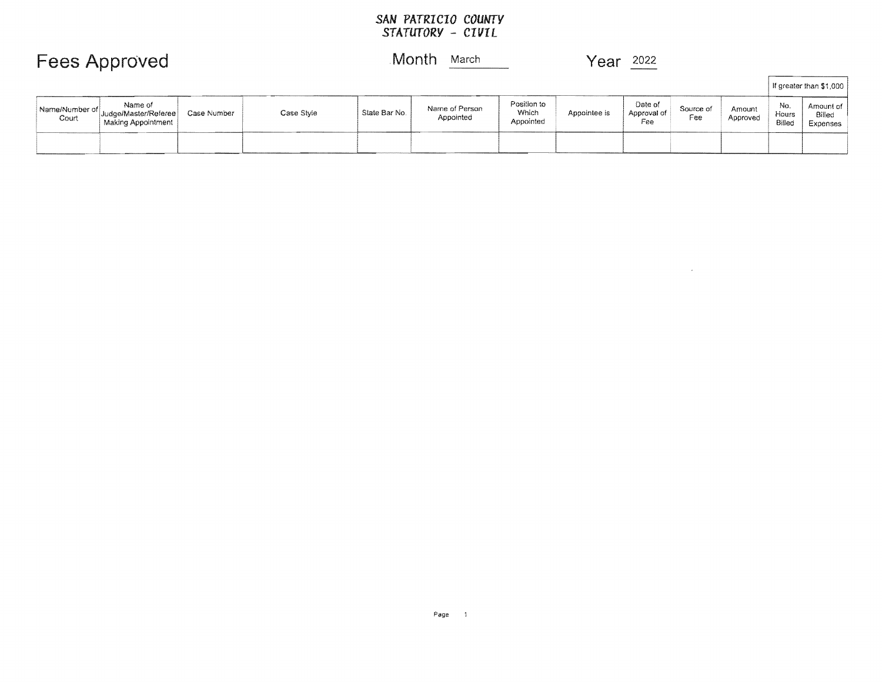**SAN PATRICIO COUNTY**
**STATUTORY - CIVIL**

# Fees Approved

Month March

Year 2022

| Name/Number of Court | Name of Judge/Master/Referee Making Appointment | Case Number | Case Style | State Bar No. | Name of Person Appointed | Position to Which Appointed | Appointee is | Date of Approval of Fee | Source of Fee | Amount Approved | If greater than $1,000 No. Hours Billed | If greater than $1,000 Amount of Billed Expenses |
|---|---|---|---|---|---|---|---|---|---|---|---|---|
| | | | | | | | | | | | | |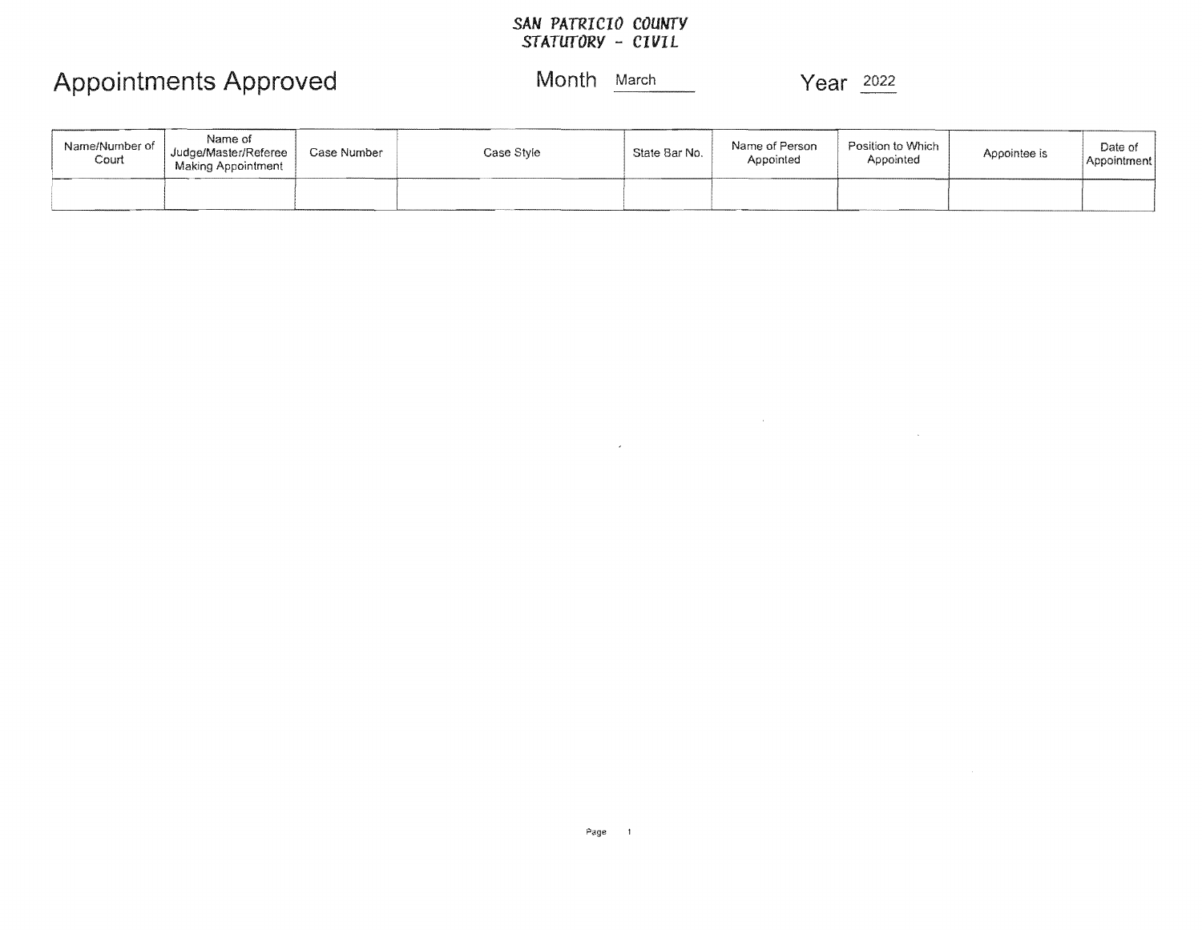**SAN PATRICIO COUNTY**
**STATUTORY - CIVIL**

# Appointments Approved

Month March

Year 2022

| Name/Number of Court | Name of Judge/Master/Referee Making Appointment | Case Number | Case Style | State Bar No. | Name of Person Appointed | Position to Which Appointed | Appointee is | Date of Appointment |
|---|---|---|---|---|---|---|---|---|
| | | | | | | | | |